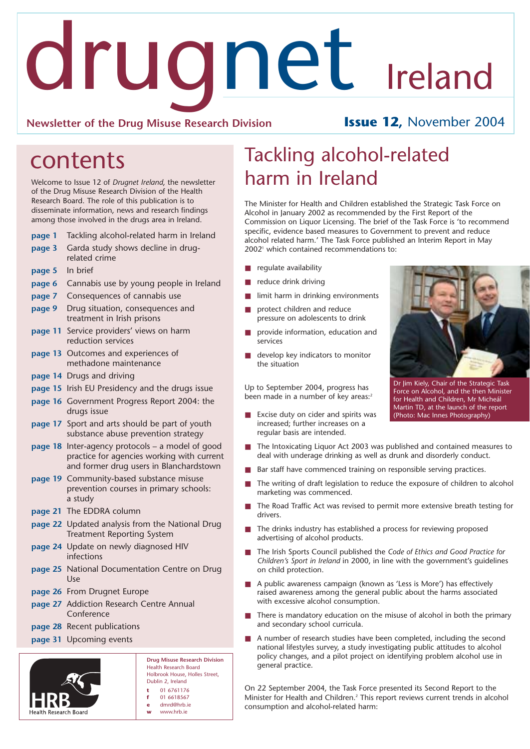# drugnet Ireland

**Newsletter of the Drug Misuse Research Division**

**Issue 12,** November 2004

## contents

Welcome to Issue 12 of *Drugnet Ireland*, the newsletter of the Drug Misuse Research Division of the Health Research Board. The role of this publication is to disseminate information, news and research findings among those involved in the drugs area in Ireland.

- **page 1** Tackling alcohol-related harm in Ireland
- **page 3** Garda study shows decline in drug-related crime
- **page 5** In brief
- **page 6** Cannabis use by young people in Ireland
- **page 7** Consequences of cannabis use
- **page 9** Drug situation, consequences and treatment in Irish prisons
- **page 11** Service providers' views on harm reduction services
- **page 13** Outcomes and experiences of methadone maintenance
- **page 14** Drugs and driving
- **page 15** Irish EU Presidency and the drugs issue
- **page 16** Government Progress Report 2004: the drugs issue
- **page 17** Sport and arts should be part of youth substance abuse prevention strategy
- **page 18** Inter-agency protocols – a model of good practice for agencies working with current and former drug users in Blanchardstown
- **page 19** Community-based substance misuse prevention courses in primary schools: a study
- **page 21** The EDDRA column
- **page 22** Updated analysis from the National Drug Treatment Reporting System
- **page 24** Update on newly diagnosed HIV infections
- **page 25** National Documentation Centre on Drug Use
- **page 26** From Drugnet Europe
- **page 27** Addiction Research Centre Annual Conference
- **page 28** Recent publications
- **page 31** Upcoming events

Health Research Board

**Drug Misuse Research Division**
Health Research Board
Holbrook House, Holles Street,
Dublin 2, Ireland
**t** 01 6761176
**f** 01 6618567
**e** dmrd@hrb.ie
**w** www.hrb.ie

# Tackling alcohol-related harm in Ireland

The Minister for Health and Children established the Strategic Task Force on Alcohol in January 2002 as recommended by the First Report of the Commission on Liquor Licensing. The brief of the Task Force is 'to recommend specific, evidence based measures to Government to prevent and reduce alcohol related harm.' The Task Force published an Interim Report in May 2002[1] which contained recommendations to:

- regulate availability
- reduce drink driving
- limit harm in drinking environments
- protect children and reduce pressure on adolescents to drink
- provide information, education and services
- develop key indicators to monitor the situation

Dr Jim Kiely, Chair of the Strategic Task Force on Alcohol, and the then Minister for Health and Children, Mr Micheál Martin TD, at the launch of the report (Photo: Mac Innes Photography)

Up to September 2004, progress has been made in a number of key areas:[2]

- Excise duty on cider and spirits was increased; further increases on a regular basis are intended.
- The Intoxicating Liquor Act 2003 was published and contained measures to deal with underage drinking as well as drunk and disorderly conduct.
- Bar staff have commenced training on responsible serving practices.
- The writing of draft legislation to reduce the exposure of children to alcohol marketing was commenced.
- The Road Traffic Act was revised to permit more extensive breath testing for drivers.
- The drinks industry has established a process for reviewing proposed advertising of alcohol products.
- The Irish Sports Council published the *Code of Ethics and Good Practice for Children's Sport in Ireland* in 2000, in line with the government's guidelines on child protection.
- A public awareness campaign (known as 'Less is More') has effectively raised awareness among the general public about the harms associated with excessive alcohol consumption.
- There is mandatory education on the misuse of alcohol in both the primary and secondary school curricula.
- A number of research studies have been completed, including the second national lifestyles survey, a study investigating public attitudes to alcohol policy changes, and a pilot project on identifying problem alcohol use in general practice.

On 22 September 2004, the Task Force presented its Second Report to the Minister for Health and Children.[2] This report reviews current trends in alcohol consumption and alcohol-related harm: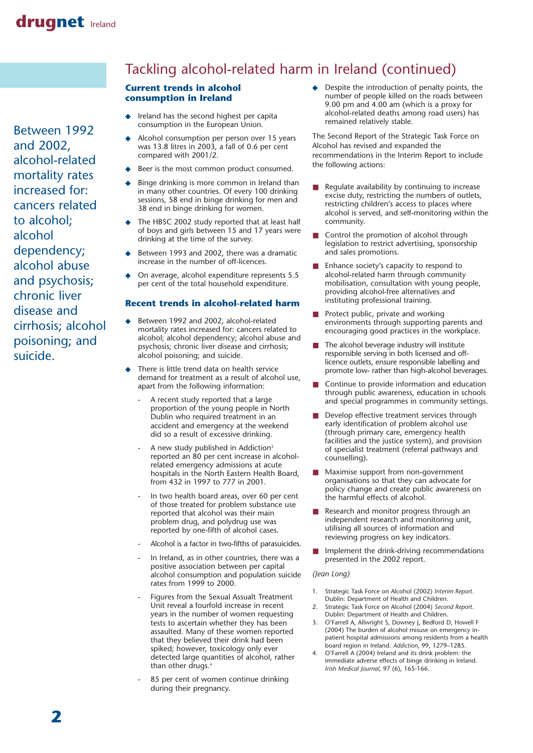# Tackling alcohol-related harm in Ireland (continued)

Between 1992 and 2002, alcohol-related mortality rates increased for: cancers related to alcohol; alcohol dependency; alcohol abuse and psychosis; chronic liver disease and cirrhosis; alcohol poisoning; and suicide.

## Current trends in alcohol consumption in Ireland

- Ireland has the second highest per capita consumption in the European Union.
- Alcohol consumption per person over 15 years was 13.8 litres in 2003, a fall of 0.6 per cent compared with 2001/2.
- Beer is the most common product consumed.
- Binge drinking is more common in Ireland than in many other countries. Of every 100 drinking sessions, 58 end in binge drinking for men and 38 end in binge drinking for women.
- The HBSC 2002 study reported that at least half of boys and girls between 15 and 17 years were drinking at the time of the survey.
- Between 1993 and 2002, there was a dramatic increase in the number of off-licences.
- On average, alcohol expenditure represents 5.5 per cent of the total household expenditure.

## Recent trends in alcohol-related harm

- Between 1992 and 2002, alcohol-related mortality rates increased for: cancers related to alcohol; alcohol dependency; alcohol abuse and psychosis; chronic liver disease and cirrhosis; alcohol poisoning; and suicide.
- There is little trend data on health service demand for treatment as a result of alcohol use, apart from the following information:
  - A recent study reported that a large proportion of the young people in North Dublin who required treatment in an accident and emergency at the weekend did so a result of excessive drinking.
  - A new study published in Addiction[3] reported an 80 per cent increase in alcohol-related emergency admissions at acute hospitals in the North Eastern Health Board, from 432 in 1997 to 777 in 2001.
  - In two health board areas, over 60 per cent of those treated for problem substance use reported that alcohol was their main problem drug, and polydrug use was reported by one-fifth of alcohol cases.
  - Alcohol is a factor in two-fifths of parasuicides.
  - In Ireland, as in other countries, there was a positive association between per capital alcohol consumption and population suicide rates from 1999 to 2000.
  - Figures from the Sexual Assault Treatment Unit reveal a fourfold increase in recent years in the number of women requesting tests to ascertain whether they has been assaulted. Many of these women reported that they believed their drink had been spiked; however, toxicology only ever detected large quantities of alcohol, rather than other drugs.[4]
  - 85 per cent of women continue drinking during their pregnancy.
- Despite the introduction of penalty points, the number of people killed on the roads between 9.00 pm and 4.00 am (which is a proxy for alcohol-related deaths among road users) has remained relatively stable.

The Second Report of the Strategic Task Force on Alcohol has revised and expanded the recommendations in the Interim Report to include the following actions:

- Regulate availability by continuing to increase excise duty, restricting the numbers of outlets, restricting children's access to places where alcohol is served, and self-monitoring within the community.
- Control the promotion of alcohol through legislation to restrict advertising, sponsorship and sales promotions.
- Enhance society's capacity to respond to alcohol-related harm through community mobilisation, consultation with young people, providing alcohol-free alternatives and instituting professional training.
- Protect public, private and working environments through supporting parents and encouraging good practices in the workplace.
- The alcohol beverage industry will institute responsible serving in both licensed and off-licence outlets, ensure responsible labelling and promote low- rather than high-alcohol beverages.
- Continue to provide information and education through public awareness, education in schools and special programmes in community settings.
- Develop effective treatment services through early identification of problem alcohol use (through primary care, emergency health facilities and the justice system), and provision of specialist treatment (referral pathways and counselling).
- Maximise support from non-government organisations so that they can advocate for policy change and create public awareness on the harmful effects of alcohol.
- Research and monitor progress through an independent research and monitoring unit, utilising all sources of information and reviewing progress on key indicators.
- Implement the drink-driving recommendations presented in the 2002 report.

*(Jean Long)*

1. Strategic Task Force on Alcohol (2002) *Interim Report*. Dublin: Department of Health and Children.
2. Strategic Task Force on Alcohol (2004) *Second Report*. Dublin: Department of Health and Children.
3. O'Farrell A, Allwright S, Downey J, Bedford D, Howell F (2004) The burden of alcohol misuse on emergency in-patient hospital admissions among residents from a health board region in Ireland. *Addiction*, 99, 1279–1285.
4. O'Farrell A (2004) Ireland and its drink problem: the immediate adverse effects of binge drinking in Ireland. *Irish Medical Journal*, 97 (6), 165-166.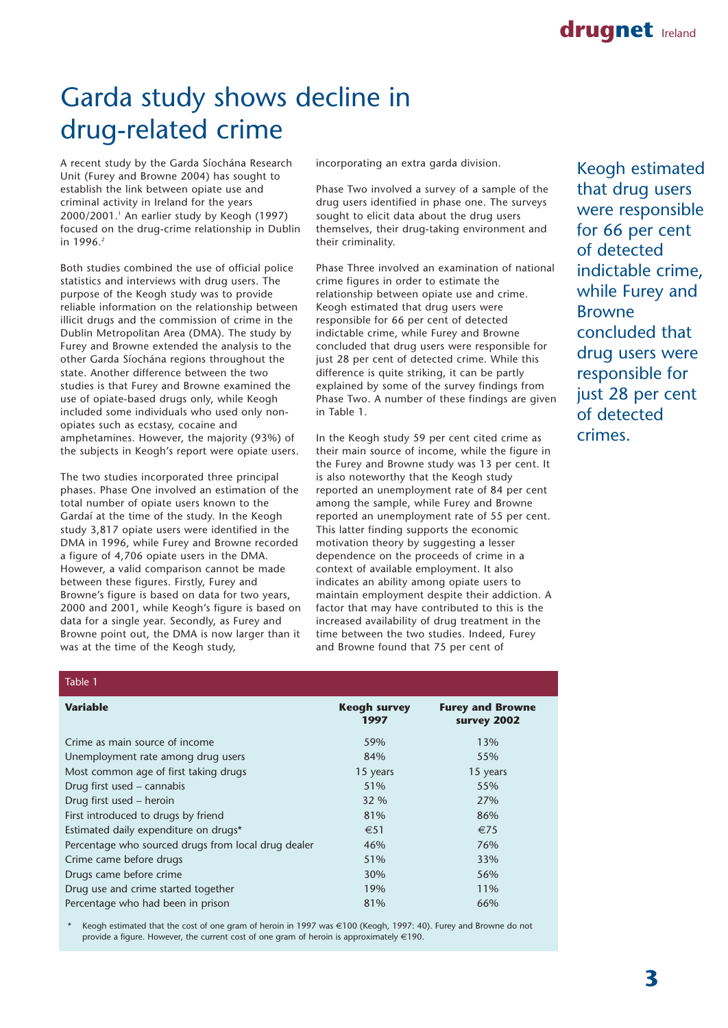# Garda study shows decline in drug-related crime

A recent study by the Garda Síochána Research Unit (Furey and Browne 2004) has sought to establish the link between opiate use and criminal activity in Ireland for the years 2000/2001.[1] An earlier study by Keogh (1997) focused on the drug-crime relationship in Dublin in 1996.[2]

Both studies combined the use of official police statistics and interviews with drug users. The purpose of the Keogh study was to provide reliable information on the relationship between illicit drugs and the commission of crime in the Dublin Metropolitan Area (DMA). The study by Furey and Browne extended the analysis to the other Garda Síochána regions throughout the state. Another difference between the two studies is that Furey and Browne examined the use of opiate-based drugs only, while Keogh included some individuals who used only non-opiates such as ecstasy, cocaine and amphetamines. However, the majority (93%) of the subjects in Keogh's report were opiate users.

The two studies incorporated three principal phases. Phase One involved an estimation of the total number of opiate users known to the Gardaí at the time of the study. In the Keogh study 3,817 opiate users were identified in the DMA in 1996, while Furey and Browne recorded a figure of 4,706 opiate users in the DMA. However, a valid comparison cannot be made between these figures. Firstly, Furey and Browne's figure is based on data for two years, 2000 and 2001, while Keogh's figure is based on data for a single year. Secondly, as Furey and Browne point out, the DMA is now larger than it was at the time of the Keogh study, incorporating an extra garda division.

Phase Two involved a survey of a sample of the drug users identified in phase one. The surveys sought to elicit data about the drug users themselves, their drug-taking environment and their criminality.

Phase Three involved an examination of national crime figures in order to estimate the relationship between opiate use and crime. Keogh estimated that drug users were responsible for 66 per cent of detected indictable crime, while Furey and Browne concluded that drug users were responsible for just 28 per cent of detected crime. While this difference is quite striking, it can be partly explained by some of the survey findings from Phase Two. A number of these findings are given in Table 1.

In the Keogh study 59 per cent cited crime as their main source of income, while the figure in the Furey and Browne study was 13 per cent. It is also noteworthy that the Keogh study reported an unemployment rate of 84 per cent among the sample, while Furey and Browne reported an unemployment rate of 55 per cent. This latter finding supports the economic motivation theory by suggesting a lesser dependence on the proceeds of crime in a context of available employment. It also indicates an ability among opiate users to maintain employment despite their addiction. A factor that may have contributed to this is the increased availability of drug treatment in the time between the two studies. Indeed, Furey and Browne found that 75 per cent of

> Keogh estimated that drug users were responsible for 66 per cent of detected indictable crime, while Furey and Browne concluded that drug users were responsible for just 28 per cent of detected crimes.

Table 1

| Variable | Keogh survey 1997 | Furey and Browne survey 2002 |
|---|---|---|
| Crime as main source of income | 59% | 13% |
| Unemployment rate among drug users | 84% | 55% |
| Most common age of first taking drugs | 15 years | 15 years |
| Drug first used – cannabis | 51% | 55% |
| Drug first used – heroin | 32 % | 27% |
| First introduced to drugs by friend | 81% | 86% |
| Estimated daily expenditure on drugs* | €51 | €75 |
| Percentage who sourced drugs from local drug dealer | 46% | 76% |
| Crime came before drugs | 51% | 33% |
| Drugs came before crime | 30% | 56% |
| Drug use and crime started together | 19% | 11% |
| Percentage who had been in prison | 81% | 66% |

\* Keogh estimated that the cost of one gram of heroin in 1997 was €100 (Keogh, 1997: 40). Furey and Browne do not provide a figure. However, the current cost of one gram of heroin is approximately €190.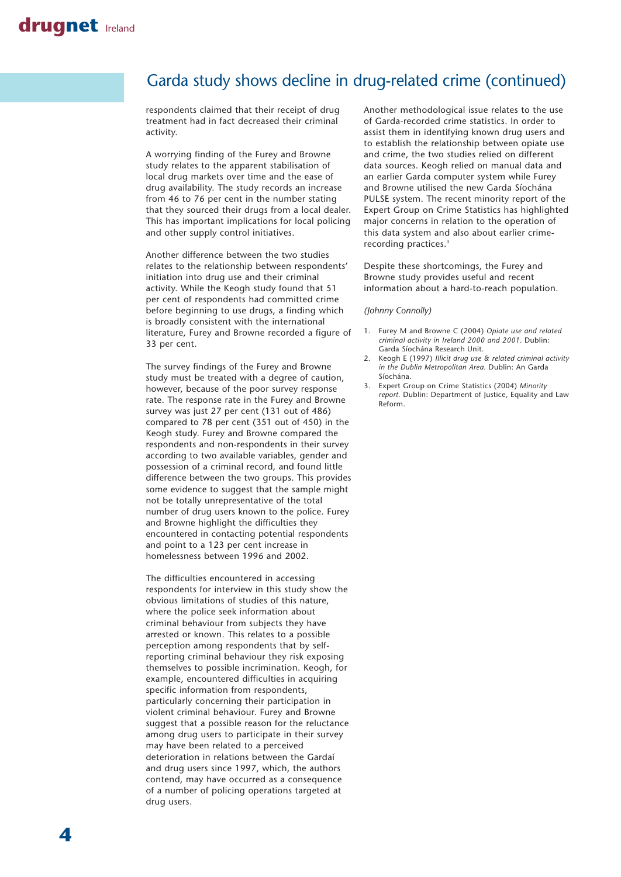## Garda study shows decline in drug-related crime (continued)

respondents claimed that their receipt of drug treatment had in fact decreased their criminal activity.

A worrying finding of the Furey and Browne study relates to the apparent stabilisation of local drug markets over time and the ease of drug availability. The study records an increase from 46 to 76 per cent in the number stating that they sourced their drugs from a local dealer. This has important implications for local policing and other supply control initiatives.

Another difference between the two studies relates to the relationship between respondents' initiation into drug use and their criminal activity. While the Keogh study found that 51 per cent of respondents had committed crime before beginning to use drugs, a finding which is broadly consistent with the international literature, Furey and Browne recorded a figure of 33 per cent.

The survey findings of the Furey and Browne study must be treated with a degree of caution, however, because of the poor survey response rate. The response rate in the Furey and Browne survey was just 27 per cent (131 out of 486) compared to 78 per cent (351 out of 450) in the Keogh study. Furey and Browne compared the respondents and non-respondents in their survey according to two available variables, gender and possession of a criminal record, and found little difference between the two groups. This provides some evidence to suggest that the sample might not be totally unrepresentative of the total number of drug users known to the police. Furey and Browne highlight the difficulties they encountered in contacting potential respondents and point to a 123 per cent increase in homelessness between 1996 and 2002.

The difficulties encountered in accessing respondents for interview in this study show the obvious limitations of studies of this nature, where the police seek information about criminal behaviour from subjects they have arrested or known. This relates to a possible perception among respondents that by self-reporting criminal behaviour they risk exposing themselves to possible incrimination. Keogh, for example, encountered difficulties in acquiring specific information from respondents, particularly concerning their participation in violent criminal behaviour. Furey and Browne suggest that a possible reason for the reluctance among drug users to participate in their survey may have been related to a perceived deterioration in relations between the Gardaí and drug users since 1997, which, the authors contend, may have occurred as a consequence of a number of policing operations targeted at drug users.

Another methodological issue relates to the use of Garda-recorded crime statistics. In order to assist them in identifying known drug users and to establish the relationship between opiate use and crime, the two studies relied on different data sources. Keogh relied on manual data and an earlier Garda computer system while Furey and Browne utilised the new Garda Síochána PULSE system. The recent minority report of the Expert Group on Crime Statistics has highlighted major concerns in relation to the operation of this data system and also about earlier crime-recording practices.[3]

Despite these shortcomings, the Furey and Browne study provides useful and recent information about a hard-to-reach population.

*(Johnny Connolly)*

1. Furey M and Browne C (2004) *Opiate use and related criminal activity in Ireland 2000 and 2001*. Dublin: Garda Síochána Research Unit.
2. Keogh E (1997) *Illicit drug use & related criminal activity in the Dublin Metropolitan Area*. Dublin: An Garda Síochána.
3. Expert Group on Crime Statistics (2004) *Minority report*. Dublin: Department of Justice, Equality and Law Reform.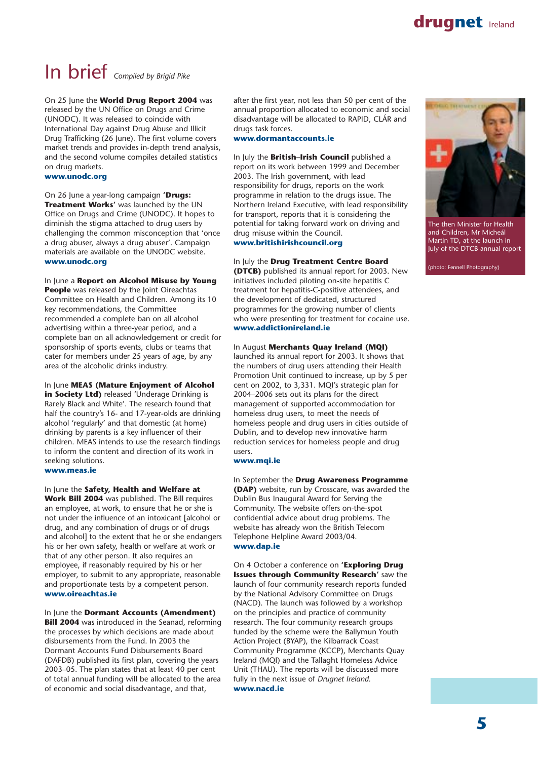# In brief *Compiled by Brigid Pike*

On 25 June the **World Drug Report 2004** was released by the UN Office on Drugs and Crime (UNODC). It was released to coincide with International Day against Drug Abuse and Illicit Drug Trafficking (26 June). The first volume covers market trends and provides in-depth trend analysis, and the second volume compiles detailed statistics on drug markets.
**www.unodc.org**

On 26 June a year-long campaign **'Drugs: Treatment Works'** was launched by the UN Office on Drugs and Crime (UNODC). It hopes to diminish the stigma attached to drug users by challenging the common misconception that 'once a drug abuser, always a drug abuser'. Campaign materials are available on the UNODC website.
**www.unodc.org**

In June a **Report on Alcohol Misuse by Young People** was released by the Joint Oireachtas Committee on Health and Children. Among its 10 key recommendations, the Committee recommended a complete ban on all alcohol advertising within a three-year period, and a complete ban on all acknowledgement or credit for sponsorship of sports events, clubs or teams that cater for members under 25 years of age, by any area of the alcoholic drinks industry.

In June **MEAS (Mature Enjoyment of Alcohol in Society Ltd)** released 'Underage Drinking is Rarely Black and White'. The research found that half the country's 16- and 17-year-olds are drinking alcohol 'regularly' and that domestic (at home) drinking by parents is a key influencer of their children. MEAS intends to use the research findings to inform the content and direction of its work in seeking solutions.
**www.meas.ie**

In June the **Safety, Health and Welfare at Work Bill 2004** was published. The Bill requires an employee, at work, to ensure that he or she is not under the influence of an intoxicant [alcohol or drug, and any combination of drugs or of drugs and alcohol] to the extent that he or she endangers his or her own safety, health or welfare at work or that of any other person. It also requires an employee, if reasonably required by his or her employer, to submit to any appropriate, reasonable and proportionate tests by a competent person.
**www.oireachtas.ie**

In June the **Dormant Accounts (Amendment) Bill 2004** was introduced in the Seanad, reforming the processes by which decisions are made about disbursements from the Fund. In 2003 the Dormant Accounts Fund Disbursements Board (DAFDB) published its first plan, covering the years 2003–05. The plan states that at least 40 per cent of total annual funding will be allocated to the area of economic and social disadvantage, and that, after the first year, not less than 50 per cent of the annual proportion allocated to economic and social disadvantage will be allocated to RAPID, CLÁR and drugs task forces.
**www.dormantaccounts.ie**

In July the **British–Irish Council** published a report on its work between 1999 and December 2003. The Irish government, with lead responsibility for drugs, reports on the work programme in relation to the drugs issue. The Northern Ireland Executive, with lead responsibility for transport, reports that it is considering the potential for taking forward work on driving and drug misuse within the Council.
**www.britishirishcouncil.org**

In July the **Drug Treatment Centre Board (DTCB)** published its annual report for 2003. New initiatives included piloting on-site hepatitis C treatment for hepatitis-C-positive attendees, and the development of dedicated, structured programmes for the growing number of clients who were presenting for treatment for cocaine use.
**www.addictionireland.ie**

The then Minister for Health and Children, Mr Micheál Martin TD, at the launch in July of the DTCB annual report

(photo: Fennell Photography)

In August **Merchants Quay Ireland (MQI)** launched its annual report for 2003. It shows that the numbers of drug users attending their Health Promotion Unit continued to increase, up by 5 per cent on 2002, to 3,331. MQI's strategic plan for 2004–2006 sets out its plans for the direct management of supported accommodation for homeless drug users, to meet the needs of homeless people and drug users in cities outside of Dublin, and to develop new innovative harm reduction services for homeless people and drug users.
**www.mqi.ie**

In September the **Drug Awareness Programme (DAP)** website, run by Crosscare, was awarded the Dublin Bus Inaugural Award for Serving the Community. The website offers on-the-spot confidential advice about drug problems. The website has already won the British Telecom Telephone Helpline Award 2003/04.
**www.dap.ie**

On 4 October a conference on **'Exploring Drug Issues through Community Research'** saw the launch of four community research reports funded by the National Advisory Committee on Drugs (NACD). The launch was followed by a workshop on the principles and practice of community research. The four community research groups funded by the scheme were the Ballymun Youth Action Project (BYAP), the Kilbarrack Coast Community Programme (KCCP), Merchants Quay Ireland (MQI) and the Tallaght Homeless Advice Unit (THAU). The reports will be discussed more fully in the next issue of *Drugnet Ireland.*
**www.nacd.ie**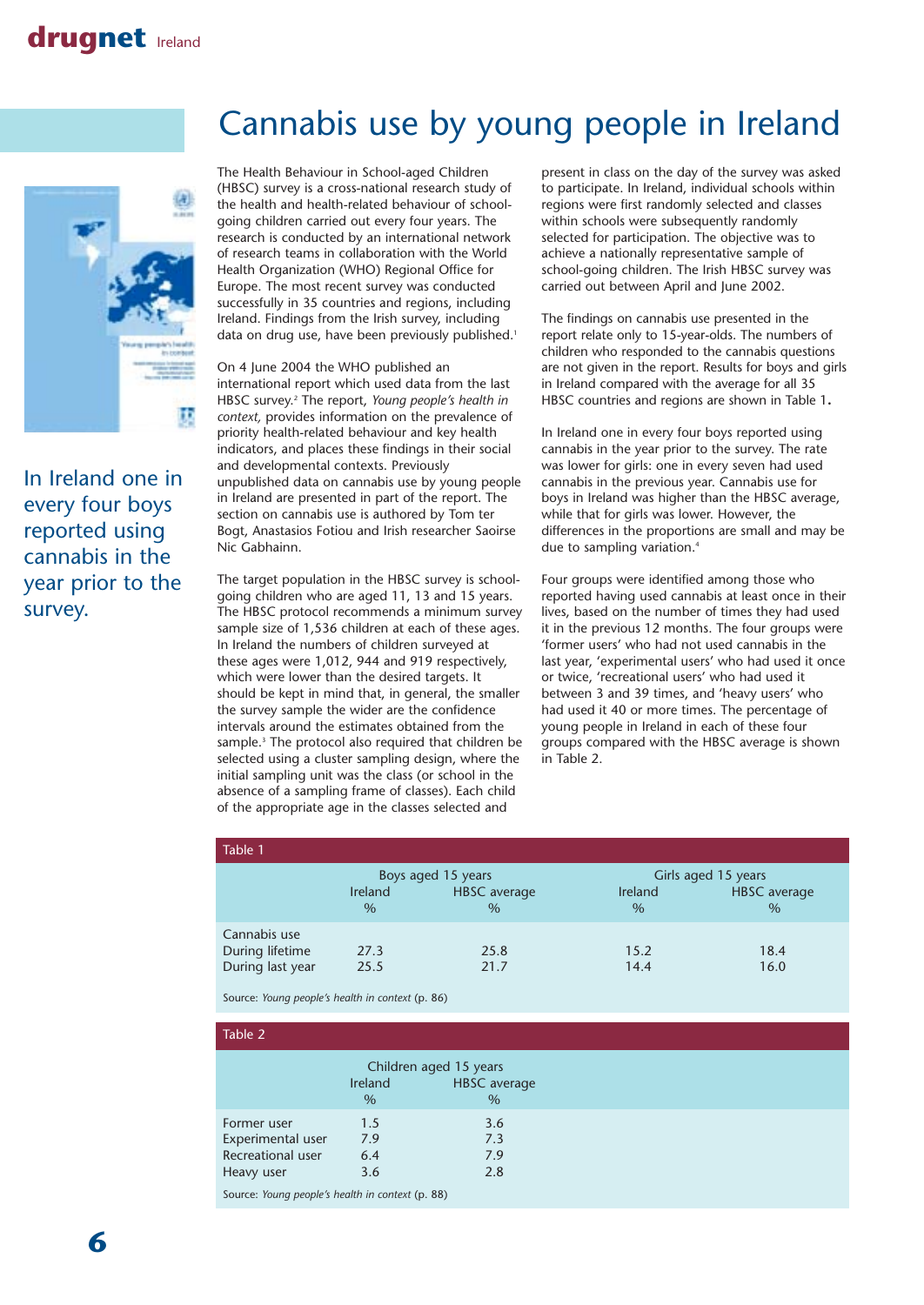# Cannabis use by young people in Ireland

In Ireland one in every four boys reported using cannabis in the year prior to the survey.

The Health Behaviour in School-aged Children (HBSC) survey is a cross-national research study of the health and health-related behaviour of school-going children carried out every four years. The research is conducted by an international network of research teams in collaboration with the World Health Organization (WHO) Regional Office for Europe. The most recent survey was conducted successfully in 35 countries and regions, including Ireland. Findings from the Irish survey, including data on drug use, have been previously published.[1]

On 4 June 2004 the WHO published an international report which used data from the last HBSC survey.[2] The report, *Young people's health in context,* provides information on the prevalence of priority health-related behaviour and key health indicators, and places these findings in their social and developmental contexts. Previously unpublished data on cannabis use by young people in Ireland are presented in part of the report. The section on cannabis use is authored by Tom ter Bogt, Anastasios Fotiou and Irish researcher Saoirse Nic Gabhainn.

The target population in the HBSC survey is school-going children who are aged 11, 13 and 15 years. The HBSC protocol recommends a minimum survey sample size of 1,536 children at each of these ages. In Ireland the numbers of children surveyed at these ages were 1,012, 944 and 919 respectively, which were lower than the desired targets. It should be kept in mind that, in general, the smaller the survey sample the wider are the confidence intervals around the estimates obtained from the sample.[3] The protocol also required that children be selected using a cluster sampling design, where the initial sampling unit was the class (or school in the absence of a sampling frame of classes). Each child of the appropriate age in the classes selected and present in class on the day of the survey was asked to participate. In Ireland, individual schools within regions were first randomly selected and classes within schools were subsequently randomly selected for participation. The objective was to achieve a nationally representative sample of school-going children. The Irish HBSC survey was carried out between April and June 2002.

The findings on cannabis use presented in the report relate only to 15-year-olds. The numbers of children who responded to the cannabis questions are not given in the report. Results for boys and girls in Ireland compared with the average for all 35 HBSC countries and regions are shown in Table 1**.**

In Ireland one in every four boys reported using cannabis in the year prior to the survey. The rate was lower for girls: one in every seven had used cannabis in the previous year. Cannabis use for boys in Ireland was higher than the HBSC average, while that for girls was lower. However, the differences in the proportions are small and may be due to sampling variation.[4]

Four groups were identified among those who reported having used cannabis at least once in their lives, based on the number of times they had used it in the previous 12 months. The four groups were 'former users' who had not used cannabis in the last year, 'experimental users' who had used it once or twice, 'recreational users' who had used it between 3 and 39 times, and 'heavy users' who had used it 40 or more times. The percentage of young people in Ireland in each of these four groups compared with the HBSC average is shown in Table 2.

**Table 1**

| | Boys aged 15 years | | Girls aged 15 years | |
|---|---|---|---|---|
| | Ireland % | HBSC average % | Ireland % | HBSC average % |
| Cannabis use | | | | |
| During lifetime | 27.3 | 25.8 | 15.2 | 18.4 |
| During last year | 25.5 | 21.7 | 14.4 | 16.0 |

Source: *Young people's health in context* (p. 86)

**Table 2**

| | Children aged 15 years | |
|---|---|---|
| | Ireland % | HBSC average % |
| Former user | 1.5 | 3.6 |
| Experimental user | 7.9 | 7.3 |
| Recreational user | 6.4 | 7.9 |
| Heavy user | 3.6 | 2.8 |

Source: *Young people's health in context* (p. 88)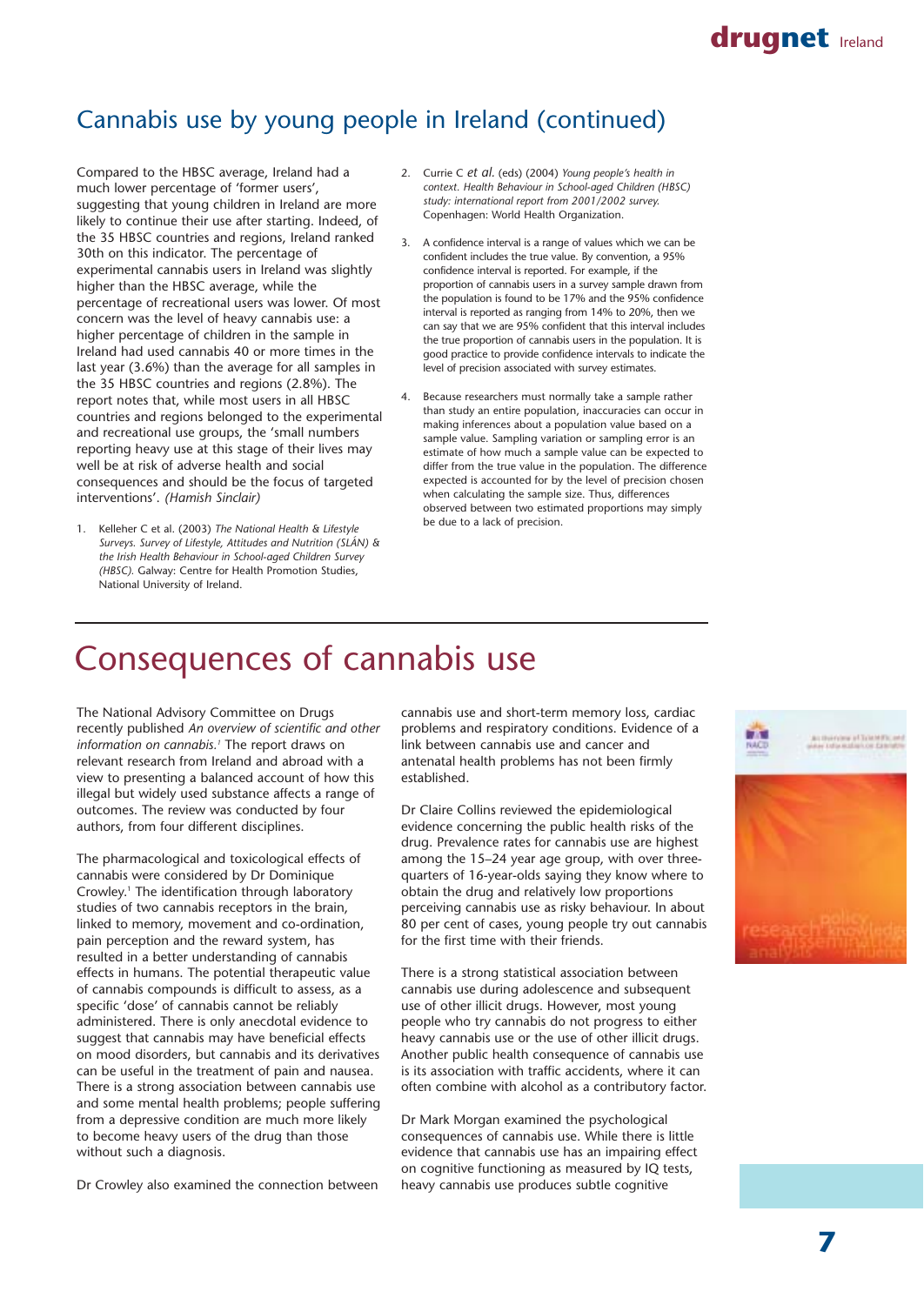## Cannabis use by young people in Ireland (continued)

Compared to the HBSC average, Ireland had a much lower percentage of 'former users', suggesting that young children in Ireland are more likely to continue their use after starting. Indeed, of the 35 HBSC countries and regions, Ireland ranked 30th on this indicator. The percentage of experimental cannabis users in Ireland was slightly higher than the HBSC average, while the percentage of recreational users was lower. Of most concern was the level of heavy cannabis use: a higher percentage of children in the sample in Ireland had used cannabis 40 or more times in the last year (3.6%) than the average for all samples in the 35 HBSC countries and regions (2.8%). The report notes that, while most users in all HBSC countries and regions belonged to the experimental and recreational use groups, the 'small numbers reporting heavy use at this stage of their lives may well be at risk of adverse health and social consequences and should be the focus of targeted interventions'. *(Hamish Sinclair)*

1. Kelleher C et al. (2003) *The National Health & Lifestyle Surveys. Survey of Lifestyle, Attitudes and Nutrition (SLÁN) & the Irish Health Behaviour in School-aged Children Survey (HBSC).* Galway: Centre for Health Promotion Studies, National University of Ireland.
2. Currie C *et al.* (eds) (2004) *Young people's health in context. Health Behaviour in School-aged Children (HBSC) study: international report from 2001/2002 survey.* Copenhagen: World Health Organization.
3. A confidence interval is a range of values which we can be confident includes the true value. By convention, a 95% confidence interval is reported. For example, if the proportion of cannabis users in a survey sample drawn from the population is found to be 17% and the 95% confidence interval is reported as ranging from 14% to 20%, then we can say that we are 95% confident that this interval includes the true proportion of cannabis users in the population. It is good practice to provide confidence intervals to indicate the level of precision associated with survey estimates.
4. Because researchers must normally take a sample rather than study an entire population, inaccuracies can occur in making inferences about a population value based on a sample value. Sampling variation or sampling error is an estimate of how much a sample value can be expected to differ from the true value in the population. The difference expected is accounted for by the level of precision chosen when calculating the sample size. Thus, differences observed between two estimated proportions may simply be due to a lack of precision.

# Consequences of cannabis use

The National Advisory Committee on Drugs recently published *An overview of scientific and other information on cannabis.*[1] The report draws on relevant research from Ireland and abroad with a view to presenting a balanced account of how this illegal but widely used substance affects a range of outcomes. The review was conducted by four authors, from four different disciplines.

The pharmacological and toxicological effects of cannabis were considered by Dr Dominique Crowley.[1] The identification through laboratory studies of two cannabis receptors in the brain, linked to memory, movement and co-ordination, pain perception and the reward system, has resulted in a better understanding of cannabis effects in humans. The potential therapeutic value of cannabis compounds is difficult to assess, as a specific 'dose' of cannabis cannot be reliably administered. There is only anecdotal evidence to suggest that cannabis may have beneficial effects on mood disorders, but cannabis and its derivatives can be useful in the treatment of pain and nausea. There is a strong association between cannabis use and some mental health problems; people suffering from a depressive condition are much more likely to become heavy users of the drug than those without such a diagnosis.

Dr Crowley also examined the connection between cannabis use and short-term memory loss, cardiac problems and respiratory conditions. Evidence of a link between cannabis use and cancer and antenatal health problems has not been firmly established.

Dr Claire Collins reviewed the epidemiological evidence concerning the public health risks of the drug. Prevalence rates for cannabis use are highest among the 15–24 year age group, with over three-quarters of 16-year-olds saying they know where to obtain the drug and relatively low proportions perceiving cannabis use as risky behaviour. In about 80 per cent of cases, young people try out cannabis for the first time with their friends.

There is a strong statistical association between cannabis use during adolescence and subsequent use of other illicit drugs. However, most young people who try cannabis do not progress to either heavy cannabis use or the use of other illicit drugs. Another public health consequence of cannabis use is its association with traffic accidents, where it can often combine with alcohol as a contributory factor.

Dr Mark Morgan examined the psychological consequences of cannabis use. While there is little evidence that cannabis use has an impairing effect on cognitive functioning as measured by IQ tests, heavy cannabis use produces subtle cognitive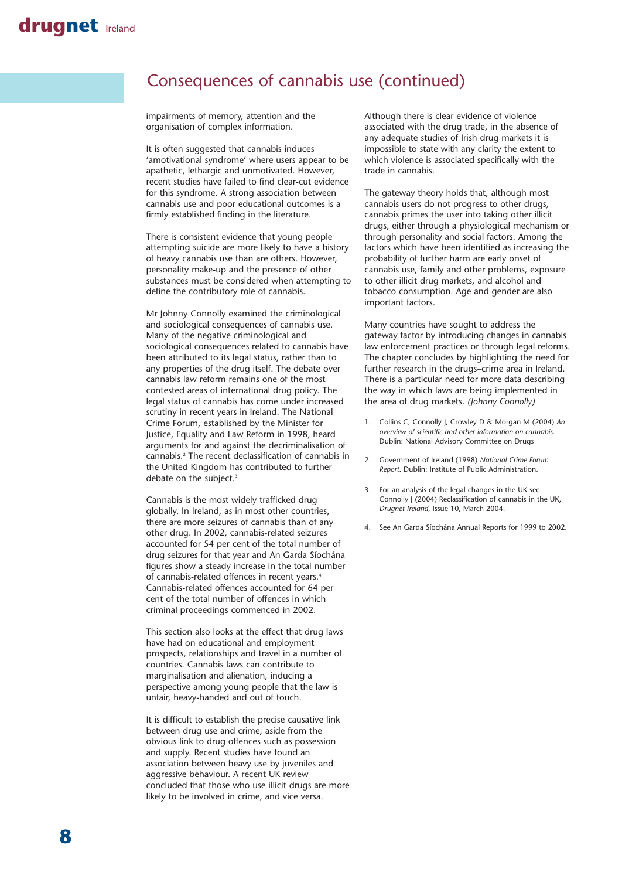## Consequences of cannabis use (continued)

impairments of memory, attention and the organisation of complex information.

It is often suggested that cannabis induces 'amotivational syndrome' where users appear to be apathetic, lethargic and unmotivated. However, recent studies have failed to find clear-cut evidence for this syndrome. A strong association between cannabis use and poor educational outcomes is a firmly established finding in the literature.

There is consistent evidence that young people attempting suicide are more likely to have a history of heavy cannabis use than are others. However, personality make-up and the presence of other substances must be considered when attempting to define the contributory role of cannabis.

Mr Johnny Connolly examined the criminological and sociological consequences of cannabis use. Many of the negative criminological and sociological consequences related to cannabis have been attributed to its legal status, rather than to any properties of the drug itself. The debate over cannabis law reform remains one of the most contested areas of international drug policy. The legal status of cannabis has come under increased scrutiny in recent years in Ireland. The National Crime Forum, established by the Minister for Justice, Equality and Law Reform in 1998, heard arguments for and against the decriminalisation of cannabis.[2] The recent declassification of cannabis in the United Kingdom has contributed to further debate on the subject.[3]

Cannabis is the most widely trafficked drug globally. In Ireland, as in most other countries, there are more seizures of cannabis than of any other drug. In 2002, cannabis-related seizures accounted for 54 per cent of the total number of drug seizures for that year and An Garda Síochána figures show a steady increase in the total number of cannabis-related offences in recent years.[4] Cannabis-related offences accounted for 64 per cent of the total number of offences in which criminal proceedings commenced in 2002.

This section also looks at the effect that drug laws have had on educational and employment prospects, relationships and travel in a number of countries. Cannabis laws can contribute to marginalisation and alienation, inducing a perspective among young people that the law is unfair, heavy-handed and out of touch.

It is difficult to establish the precise causative link between drug use and crime, aside from the obvious link to drug offences such as possession and supply. Recent studies have found an association between heavy use by juveniles and aggressive behaviour. A recent UK review concluded that those who use illicit drugs are more likely to be involved in crime, and vice versa.

Although there is clear evidence of violence associated with the drug trade, in the absence of any adequate studies of Irish drug markets it is impossible to state with any clarity the extent to which violence is associated specifically with the trade in cannabis.

The gateway theory holds that, although most cannabis users do not progress to other drugs, cannabis primes the user into taking other illicit drugs, either through a physiological mechanism or through personality and social factors. Among the factors which have been identified as increasing the probability of further harm are early onset of cannabis use, family and other problems, exposure to other illicit drug markets, and alcohol and tobacco consumption. Age and gender are also important factors.

Many countries have sought to address the gateway factor by introducing changes in cannabis law enforcement practices or through legal reforms. The chapter concludes by highlighting the need for further research in the drugs–crime area in Ireland. There is a particular need for more data describing the way in which laws are being implemented in the area of drug markets. *(Johnny Connolly)*

1. Collins C, Connolly J, Crowley D & Morgan M (2004) *An overview of scientific and other information on cannabis*. Dublin: National Advisory Committee on Drugs
2. Government of Ireland (1998) *National Crime Forum Report*. Dublin: Institute of Public Administration.
3. For an analysis of the legal changes in the UK see Connolly J (2004) Reclassification of cannabis in the UK, *Drugnet Ireland*, Issue 10, March 2004.
4. See An Garda Síochána Annual Reports for 1999 to 2002.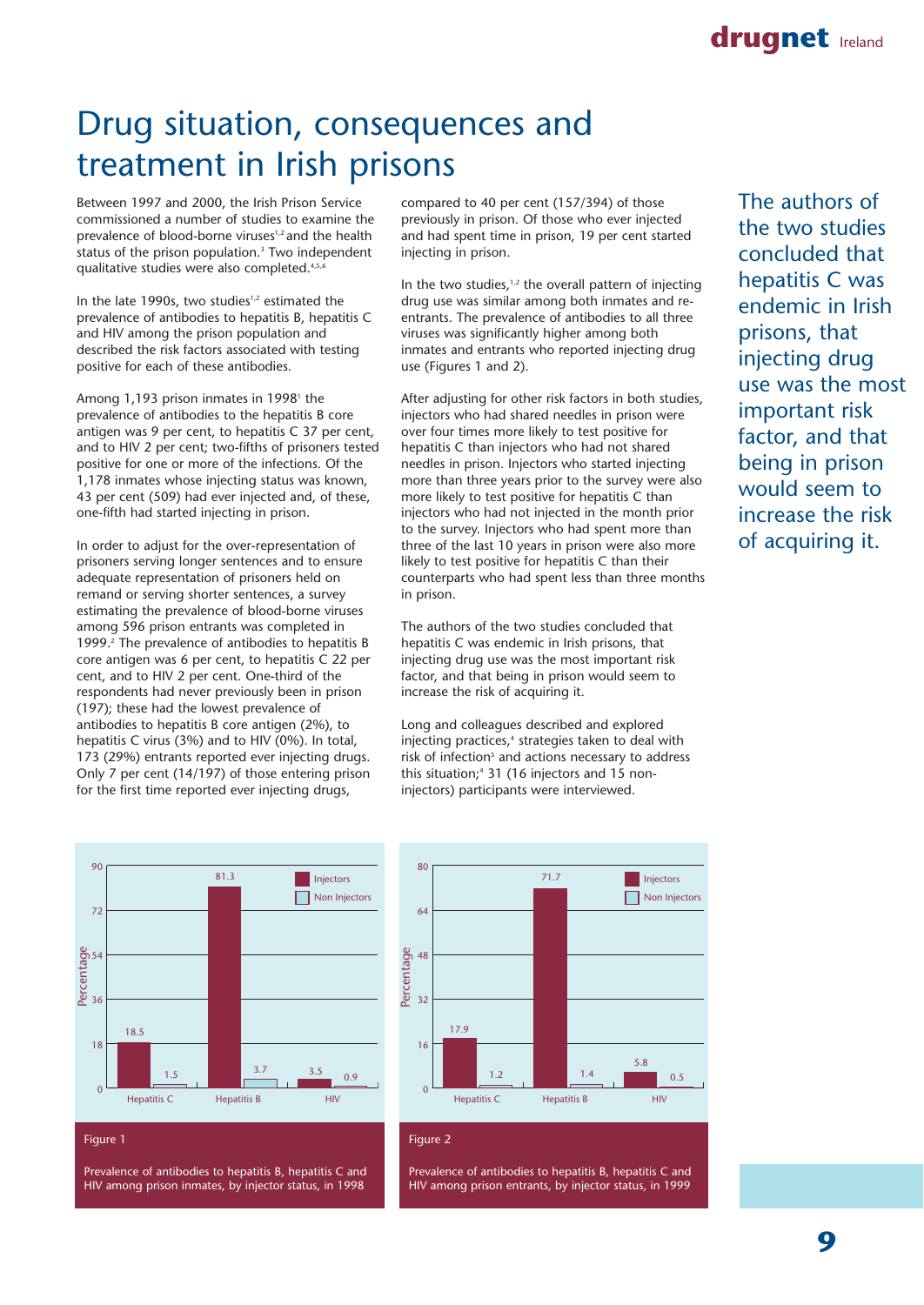# Drug situation, consequences and treatment in Irish prisons

Between 1997 and 2000, the Irish Prison Service commissioned a number of studies to examine the prevalence of blood-borne viruses[1,2] and the health status of the prison population.[3] Two independent qualitative studies were also completed.[4,5,6]

In the late 1990s, two studies[1,2] estimated the prevalence of antibodies to hepatitis B, hepatitis C and HIV among the prison population and described the risk factors associated with testing positive for each of these antibodies.

Among 1,193 prison inmates in 1998[1] the prevalence of antibodies to the hepatitis B core antigen was 9 per cent, to hepatitis C 37 per cent, and to HIV 2 per cent; two-fifths of prisoners tested positive for one or more of the infections. Of the 1,178 inmates whose injecting status was known, 43 per cent (509) had ever injected and, of these, one-fifth had started injecting in prison.

In order to adjust for the over-representation of prisoners serving longer sentences and to ensure adequate representation of prisoners held on remand or serving shorter sentences, a survey estimating the prevalence of blood-borne viruses among 596 prison entrants was completed in 1999.[2] The prevalence of antibodies to hepatitis B core antigen was 6 per cent, to hepatitis C 22 per cent, and to HIV 2 per cent. One-third of the respondents had never previously been in prison (197); these had the lowest prevalence of antibodies to hepatitis B core antigen (2%), to hepatitis C virus (3%) and to HIV (0%). In total, 173 (29%) entrants reported ever injecting drugs. Only 7 per cent (14/197) of those entering prison for the first time reported ever injecting drugs, compared to 40 per cent (157/394) of those previously in prison. Of those who ever injected and had spent time in prison, 19 per cent started injecting in prison.

In the two studies,[1,2] the overall pattern of injecting drug use was similar among both inmates and re-entrants. The prevalence of antibodies to all three viruses was significantly higher among both inmates and entrants who reported injecting drug use (Figures 1 and 2).

After adjusting for other risk factors in both studies, injectors who had shared needles in prison were over four times more likely to test positive for hepatitis C than injectors who had not shared needles in prison. Injectors who started injecting more than three years prior to the survey were also more likely to test positive for hepatitis C than injectors who had not injected in the month prior to the survey. Injectors who had spent more than three of the last 10 years in prison were also more likely to test positive for hepatitis C than their counterparts who had spent less than three months in prison.

The authors of the two studies concluded that hepatitis C was endemic in Irish prisons, that injecting drug use was the most important risk factor, and that being in prison would seem to increase the risk of acquiring it.

Long and colleagues described and explored injecting practices,[4] strategies taken to deal with risk of infection[5] and actions necessary to address this situation;[4] 31 (16 injectors and 15 non-injectors) participants were interviewed.

> The authors of the two studies concluded that hepatitis C was endemic in Irish prisons, that injecting drug use was the most important risk factor, and that being in prison would seem to increase the risk of acquiring it.

| Percentage | Injectors | Non Injectors |
|---|---|---|
| Hepatitis C | 18.5 | 1.5 |
| Hepatitis B | 81.3 | 3.7 |
| HIV | 3.5 | 0.9 |

Figure 1

Prevalence of antibodies to hepatitis B, hepatitis C and HIV among prison inmates, by injector status, in 1998

| Percentage | Injectors | Non Injectors |
|---|---|---|
| Hepatitis C | 17.9 | 1.2 |
| Hepatitis B | 71.7 | 1.4 |
| HIV | 5.8 | 0.5 |

Figure 2

Prevalence of antibodies to hepatitis B, hepatitis C and HIV among prison entrants, by injector status, in 1999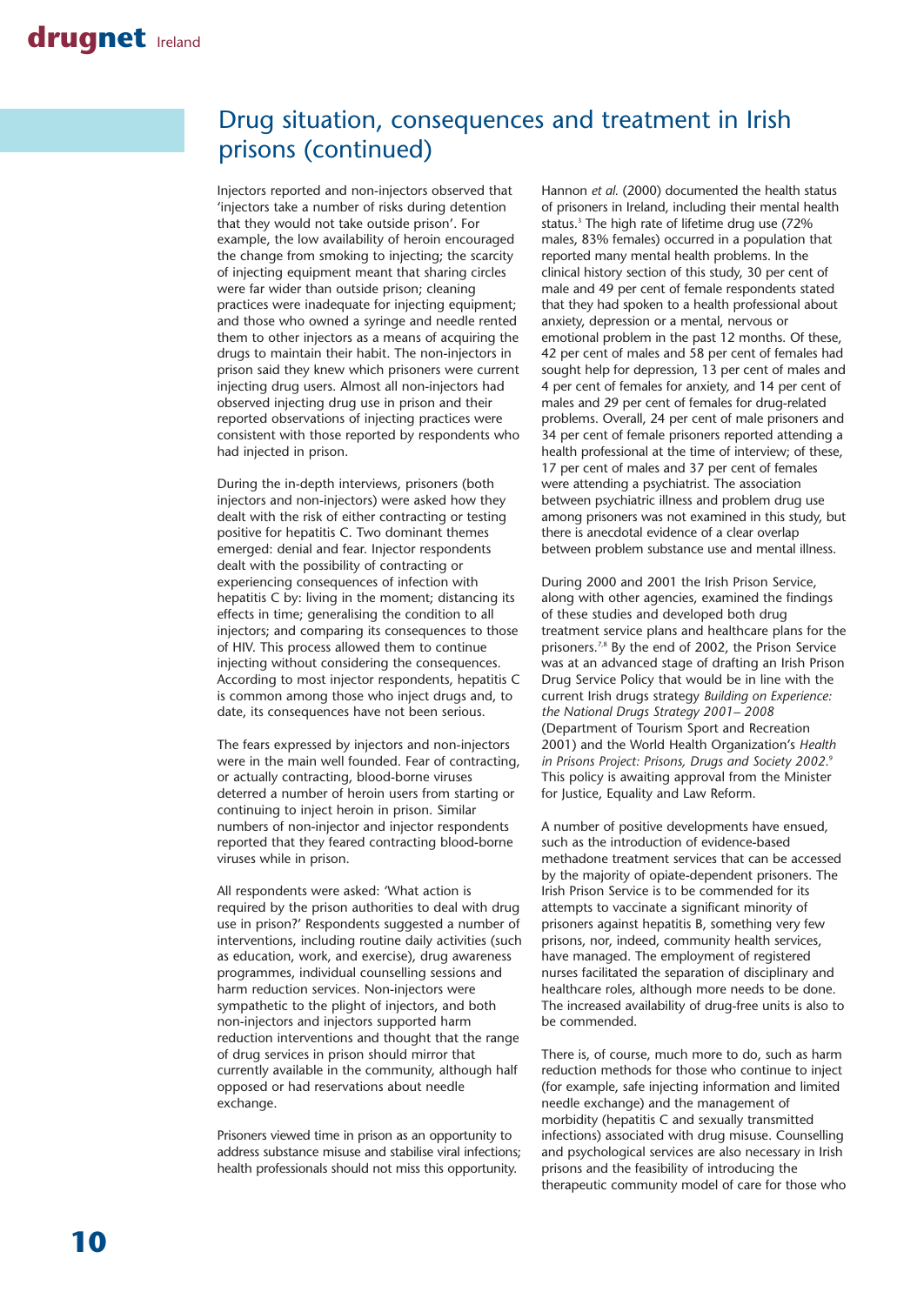## Drug situation, consequences and treatment in Irish prisons (continued)

Injectors reported and non-injectors observed that 'injectors take a number of risks during detention that they would not take outside prison'. For example, the low availability of heroin encouraged the change from smoking to injecting; the scarcity of injecting equipment meant that sharing circles were far wider than outside prison; cleaning practices were inadequate for injecting equipment; and those who owned a syringe and needle rented them to other injectors as a means of acquiring the drugs to maintain their habit. The non-injectors in prison said they knew which prisoners were current injecting drug users. Almost all non-injectors had observed injecting drug use in prison and their reported observations of injecting practices were consistent with those reported by respondents who had injected in prison.

During the in-depth interviews, prisoners (both injectors and non-injectors) were asked how they dealt with the risk of either contracting or testing positive for hepatitis C. Two dominant themes emerged: denial and fear. Injector respondents dealt with the possibility of contracting or experiencing consequences of infection with hepatitis C by: living in the moment; distancing its effects in time; generalising the condition to all injectors; and comparing its consequences to those of HIV. This process allowed them to continue injecting without considering the consequences. According to most injector respondents, hepatitis C is common among those who inject drugs and, to date, its consequences have not been serious.

The fears expressed by injectors and non-injectors were in the main well founded. Fear of contracting, or actually contracting, blood-borne viruses deterred a number of heroin users from starting or continuing to inject heroin in prison. Similar numbers of non-injector and injector respondents reported that they feared contracting blood-borne viruses while in prison.

All respondents were asked: 'What action is required by the prison authorities to deal with drug use in prison?' Respondents suggested a number of interventions, including routine daily activities (such as education, work, and exercise), drug awareness programmes, individual counselling sessions and harm reduction services. Non-injectors were sympathetic to the plight of injectors, and both non-injectors and injectors supported harm reduction interventions and thought that the range of drug services in prison should mirror that currently available in the community, although half opposed or had reservations about needle exchange.

Prisoners viewed time in prison as an opportunity to address substance misuse and stabilise viral infections; health professionals should not miss this opportunity.

Hannon *et al.* (2000) documented the health status of prisoners in Ireland, including their mental health status.[3] The high rate of lifetime drug use (72% males, 83% females) occurred in a population that reported many mental health problems. In the clinical history section of this study, 30 per cent of male and 49 per cent of female respondents stated that they had spoken to a health professional about anxiety, depression or a mental, nervous or emotional problem in the past 12 months. Of these, 42 per cent of males and 58 per cent of females had sought help for depression, 13 per cent of males and 4 per cent of females for anxiety, and 14 per cent of males and 29 per cent of females for drug-related problems. Overall, 24 per cent of male prisoners and 34 per cent of female prisoners reported attending a health professional at the time of interview; of these, 17 per cent of males and 37 per cent of females were attending a psychiatrist. The association between psychiatric illness and problem drug use among prisoners was not examined in this study, but there is anecdotal evidence of a clear overlap between problem substance use and mental illness.

During 2000 and 2001 the Irish Prison Service, along with other agencies, examined the findings of these studies and developed both drug treatment service plans and healthcare plans for the prisoners.[7,8] By the end of 2002, the Prison Service was at an advanced stage of drafting an Irish Prison Drug Service Policy that would be in line with the current Irish drugs strategy *Building on Experience: the National Drugs Strategy 2001– 2008* (Department of Tourism Sport and Recreation 2001) and the World Health Organization's *Health in Prisons Project: Prisons, Drugs and Society 2002.*[9] This policy is awaiting approval from the Minister for Justice, Equality and Law Reform.

A number of positive developments have ensued, such as the introduction of evidence-based methadone treatment services that can be accessed by the majority of opiate-dependent prisoners. The Irish Prison Service is to be commended for its attempts to vaccinate a significant minority of prisoners against hepatitis B, something very few prisons, nor, indeed, community health services, have managed. The employment of registered nurses facilitated the separation of disciplinary and healthcare roles, although more needs to be done. The increased availability of drug-free units is also to be commended.

There is, of course, much more to do, such as harm reduction methods for those who continue to inject (for example, safe injecting information and limited needle exchange) and the management of morbidity (hepatitis C and sexually transmitted infections) associated with drug misuse. Counselling and psychological services are also necessary in Irish prisons and the feasibility of introducing the therapeutic community model of care for those who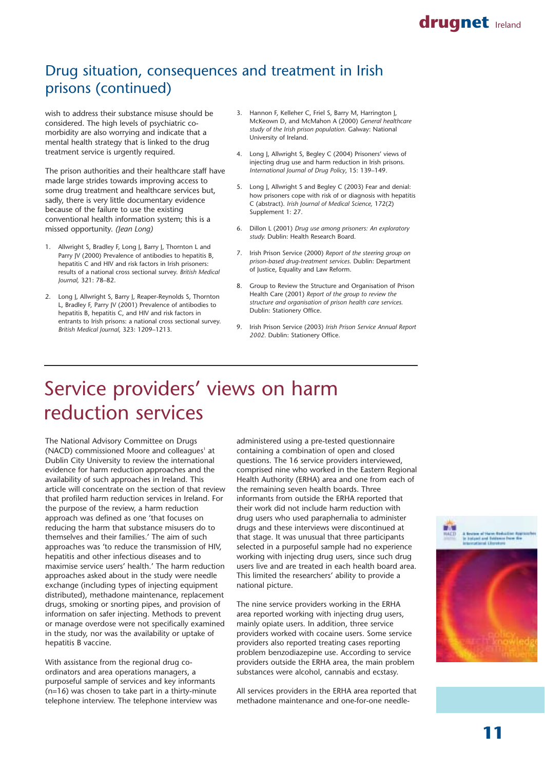## Drug situation, consequences and treatment in Irish prisons (continued)

wish to address their substance misuse should be considered. The high levels of psychiatric co-morbidity are also worrying and indicate that a mental health strategy that is linked to the drug treatment service is urgently required.

The prison authorities and their healthcare staff have made large strides towards improving access to some drug treatment and healthcare services but, sadly, there is very little documentary evidence because of the failure to use the existing conventional health information system; this is a missed opportunity. *(Jean Long)*

1. Allwright S, Bradley F, Long J, Barry J, Thornton L and Parry JV (2000) Prevalence of antibodies to hepatitis B, hepatitis C and HIV and risk factors in Irish prisoners: results of a national cross sectional survey. *British Medical Journal,* 321: 78–82.

2. Long J, Allwright S, Barry J, Reaper-Reynolds S, Thornton L, Bradley F, Parry JV (2001) Prevalence of antibodies to hepatitis B, hepatitis C, and HIV and risk factors in entrants to Irish prisons: a national cross sectional survey. *British Medical Journal*, 323: 1209–1213.

3. Hannon F, Kelleher C, Friel S, Barry M, Harrington J, McKeown D, and McMahon A (2000) *General healthcare study of the Irish prison population.* Galway: National University of Ireland.

4. Long J, Allwright S, Begley C (2004) Prisoners' views of injecting drug use and harm reduction in Irish prisons. *International Journal of Drug Policy*, 15: 139–149.

5. Long J, Allwright S and Begley C (2003) Fear and denial: how prisoners cope with risk of or diagnosis with hepatitis C (abstract). *Irish Journal of Medical Science,* 172(2) Supplement 1: 27.

6. Dillon L (2001) *Drug use among prisoners: An exploratory study.* Dublin: Health Research Board.

7. Irish Prison Service (2000) *Report of the steering group on prison-based drug-treatment services.* Dublin: Department of Justice, Equality and Law Reform.

8. Group to Review the Structure and Organisation of Prison Health Care (2001) *Report of the group to review the structure and organisation of prison health care services.* Dublin: Stationery Office.

9. Irish Prison Service (2003) *Irish Prison Service Annual Report 2002.* Dublin: Stationery Office.

# Service providers' views on harm reduction services

The National Advisory Committee on Drugs (NACD) commissioned Moore and colleagues[1] at Dublin City University to review the international evidence for harm reduction approaches and the availability of such approaches in Ireland. This article will concentrate on the section of that review that profiled harm reduction services in Ireland. For the purpose of the review, a harm reduction approach was defined as one 'that focuses on reducing the harm that substance misusers do to themselves and their families.' The aim of such approaches was 'to reduce the transmission of HIV, hepatitis and other infectious diseases and to maximise service users' health.' The harm reduction approaches asked about in the study were needle exchange (including types of injecting equipment distributed), methadone maintenance, replacement drugs, smoking or snorting pipes, and provision of information on safer injecting. Methods to prevent or manage overdose were not specifically examined in the study, nor was the availability or uptake of hepatitis B vaccine.

With assistance from the regional drug co-ordinators and area operations managers, a purposeful sample of services and key informants (n=16) was chosen to take part in a thirty-minute telephone interview. The telephone interview was administered using a pre-tested questionnaire containing a combination of open and closed questions. The 16 service providers interviewed, comprised nine who worked in the Eastern Regional Health Authority (ERHA) area and one from each of the remaining seven health boards. Three informants from outside the ERHA reported that their work did not include harm reduction with drug users who used paraphernalia to administer drugs and these interviews were discontinued at that stage. It was unusual that three participants selected in a purposeful sample had no experience working with injecting drug users, since such drug users live and are treated in each health board area. This limited the researchers' ability to provide a national picture.

The nine service providers working in the ERHA area reported working with injecting drug users, mainly opiate users. In addition, three service providers worked with cocaine users. Some service providers also reported treating cases reporting problem benzodiazepine use. According to service providers outside the ERHA area, the main problem substances were alcohol, cannabis and ecstasy.

All services providers in the ERHA area reported that methadone maintenance and one-for-one needle-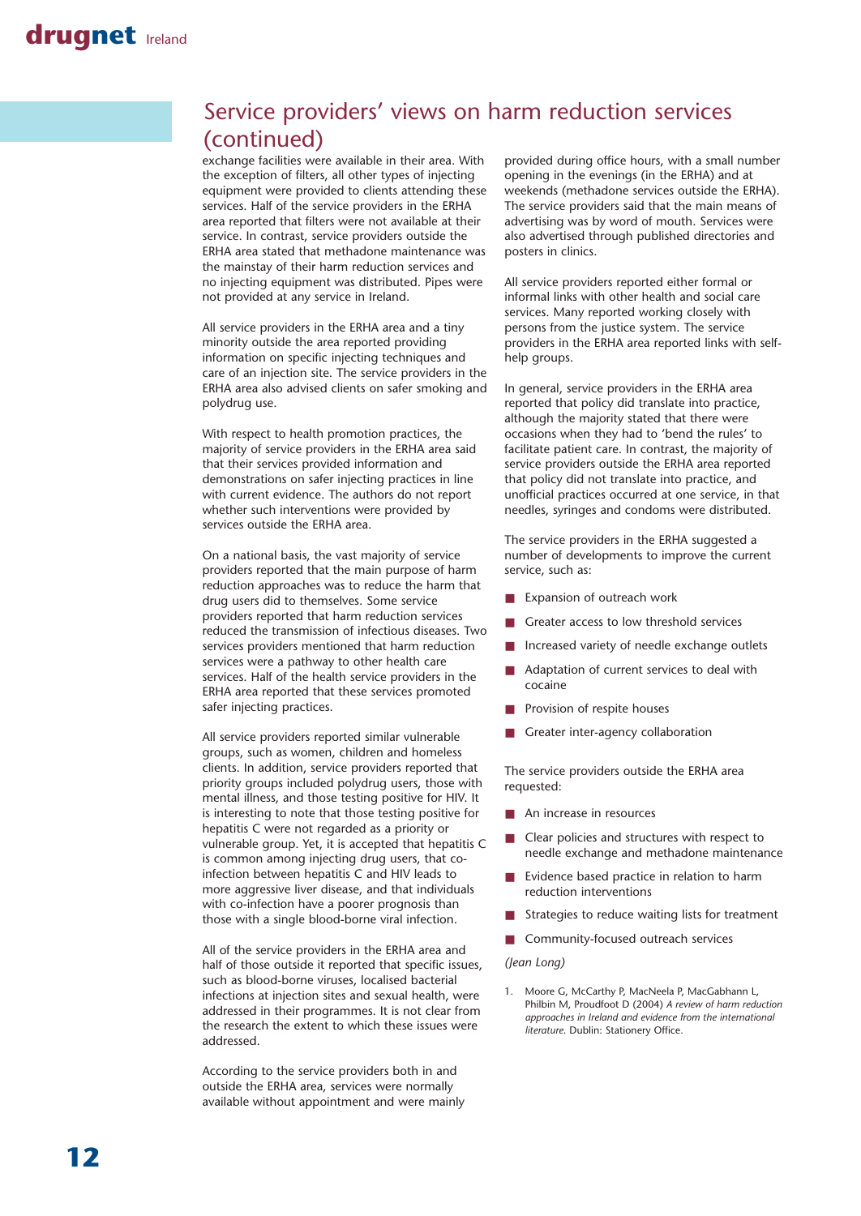## Service providers' views on harm reduction services (continued)

exchange facilities were available in their area. With the exception of filters, all other types of injecting equipment were provided to clients attending these services. Half of the service providers in the ERHA area reported that filters were not available at their service. In contrast, service providers outside the ERHA area stated that methadone maintenance was the mainstay of their harm reduction services and no injecting equipment was distributed. Pipes were not provided at any service in Ireland.

All service providers in the ERHA area and a tiny minority outside the area reported providing information on specific injecting techniques and care of an injection site. The service providers in the ERHA area also advised clients on safer smoking and polydrug use.

With respect to health promotion practices, the majority of service providers in the ERHA area said that their services provided information and demonstrations on safer injecting practices in line with current evidence. The authors do not report whether such interventions were provided by services outside the ERHA area.

On a national basis, the vast majority of service providers reported that the main purpose of harm reduction approaches was to reduce the harm that drug users did to themselves. Some service providers reported that harm reduction services reduced the transmission of infectious diseases. Two services providers mentioned that harm reduction services were a pathway to other health care services. Half of the health service providers in the ERHA area reported that these services promoted safer injecting practices.

All service providers reported similar vulnerable groups, such as women, children and homeless clients. In addition, service providers reported that priority groups included polydrug users, those with mental illness, and those testing positive for HIV. It is interesting to note that those testing positive for hepatitis C were not regarded as a priority or vulnerable group. Yet, it is accepted that hepatitis C is common among injecting drug users, that co-infection between hepatitis C and HIV leads to more aggressive liver disease, and that individuals with co-infection have a poorer prognosis than those with a single blood-borne viral infection.

All of the service providers in the ERHA area and half of those outside it reported that specific issues, such as blood-borne viruses, localised bacterial infections at injection sites and sexual health, were addressed in their programmes. It is not clear from the research the extent to which these issues were addressed.

According to the service providers both in and outside the ERHA area, services were normally available without appointment and were mainly provided during office hours, with a small number opening in the evenings (in the ERHA) and at weekends (methadone services outside the ERHA). The service providers said that the main means of advertising was by word of mouth. Services were also advertised through published directories and posters in clinics.

All service providers reported either formal or informal links with other health and social care services. Many reported working closely with persons from the justice system. The service providers in the ERHA area reported links with self-help groups.

In general, service providers in the ERHA area reported that policy did translate into practice, although the majority stated that there were occasions when they had to 'bend the rules' to facilitate patient care. In contrast, the majority of service providers outside the ERHA area reported that policy did not translate into practice, and unofficial practices occurred at one service, in that needles, syringes and condoms were distributed.

The service providers in the ERHA suggested a number of developments to improve the current service, such as:

- Expansion of outreach work
- Greater access to low threshold services
- Increased variety of needle exchange outlets
- Adaptation of current services to deal with cocaine
- Provision of respite houses
- Greater inter-agency collaboration

The service providers outside the ERHA area requested:

- An increase in resources
- Clear policies and structures with respect to needle exchange and methadone maintenance
- Evidence based practice in relation to harm reduction interventions
- Strategies to reduce waiting lists for treatment
- Community-focused outreach services

*(Jean Long)*

1. Moore G, McCarthy P, MacNeela P, MacGabhann L, Philbin M, Proudfoot D (2004) *A review of harm reduction approaches in Ireland and evidence from the international literature.* Dublin: Stationery Office.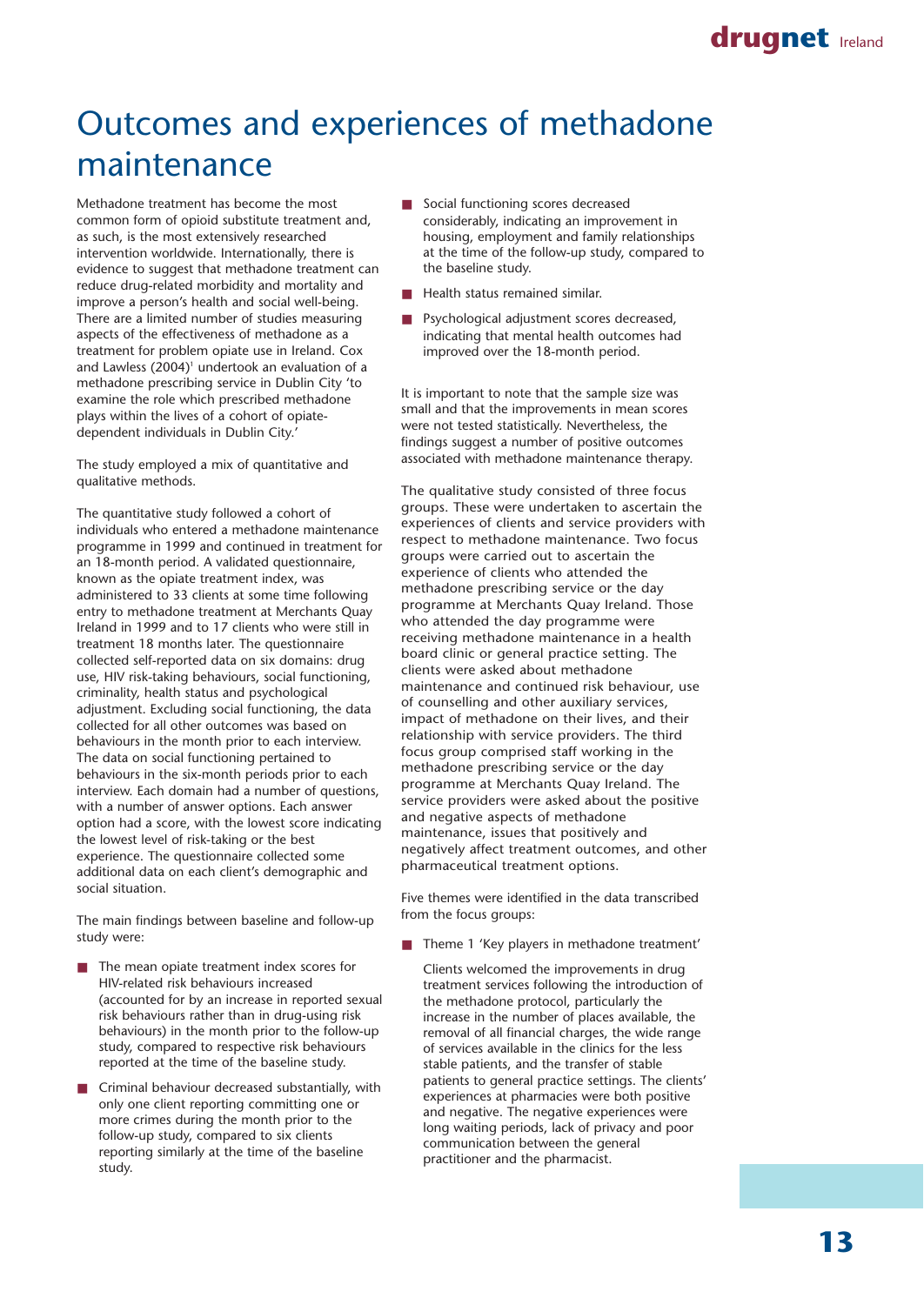# Outcomes and experiences of methadone maintenance

Methadone treatment has become the most common form of opioid substitute treatment and, as such, is the most extensively researched intervention worldwide. Internationally, there is evidence to suggest that methadone treatment can reduce drug-related morbidity and mortality and improve a person's health and social well-being. There are a limited number of studies measuring aspects of the effectiveness of methadone as a treatment for problem opiate use in Ireland. Cox and Lawless (2004)[1] undertook an evaluation of a methadone prescribing service in Dublin City 'to examine the role which prescribed methadone plays within the lives of a cohort of opiate-dependent individuals in Dublin City.'

The study employed a mix of quantitative and qualitative methods.

The quantitative study followed a cohort of individuals who entered a methadone maintenance programme in 1999 and continued in treatment for an 18-month period. A validated questionnaire, known as the opiate treatment index, was administered to 33 clients at some time following entry to methadone treatment at Merchants Quay Ireland in 1999 and to 17 clients who were still in treatment 18 months later. The questionnaire collected self-reported data on six domains: drug use, HIV risk-taking behaviours, social functioning, criminality, health status and psychological adjustment. Excluding social functioning, the data collected for all other outcomes was based on behaviours in the month prior to each interview. The data on social functioning pertained to behaviours in the six-month periods prior to each interview. Each domain had a number of questions, with a number of answer options. Each answer option had a score, with the lowest score indicating the lowest level of risk-taking or the best experience. The questionnaire collected some additional data on each client's demographic and social situation.

The main findings between baseline and follow-up study were:

- The mean opiate treatment index scores for HIV-related risk behaviours increased (accounted for by an increase in reported sexual risk behaviours rather than in drug-using risk behaviours) in the month prior to the follow-up study, compared to respective risk behaviours reported at the time of the baseline study.
- Criminal behaviour decreased substantially, with only one client reporting committing one or more crimes during the month prior to the follow-up study, compared to six clients reporting similarly at the time of the baseline study.
- Social functioning scores decreased considerably, indicating an improvement in housing, employment and family relationships at the time of the follow-up study, compared to the baseline study.
- Health status remained similar.
- Psychological adjustment scores decreased, indicating that mental health outcomes had improved over the 18-month period.

It is important to note that the sample size was small and that the improvements in mean scores were not tested statistically. Nevertheless, the findings suggest a number of positive outcomes associated with methadone maintenance therapy.

The qualitative study consisted of three focus groups. These were undertaken to ascertain the experiences of clients and service providers with respect to methadone maintenance. Two focus groups were carried out to ascertain the experience of clients who attended the methadone prescribing service or the day programme at Merchants Quay Ireland. Those who attended the day programme were receiving methadone maintenance in a health board clinic or general practice setting. The clients were asked about methadone maintenance and continued risk behaviour, use of counselling and other auxiliary services, impact of methadone on their lives, and their relationship with service providers. The third focus group comprised staff working in the methadone prescribing service or the day programme at Merchants Quay Ireland. The service providers were asked about the positive and negative aspects of methadone maintenance, issues that positively and negatively affect treatment outcomes, and other pharmaceutical treatment options.

Five themes were identified in the data transcribed from the focus groups:

- Theme 1 'Key players in methadone treatment'

  Clients welcomed the improvements in drug treatment services following the introduction of the methadone protocol, particularly the increase in the number of places available, the removal of all financial charges, the wide range of services available in the clinics for the less stable patients, and the transfer of stable patients to general practice settings. The clients' experiences at pharmacies were both positive and negative. The negative experiences were long waiting periods, lack of privacy and poor communication between the general practitioner and the pharmacist.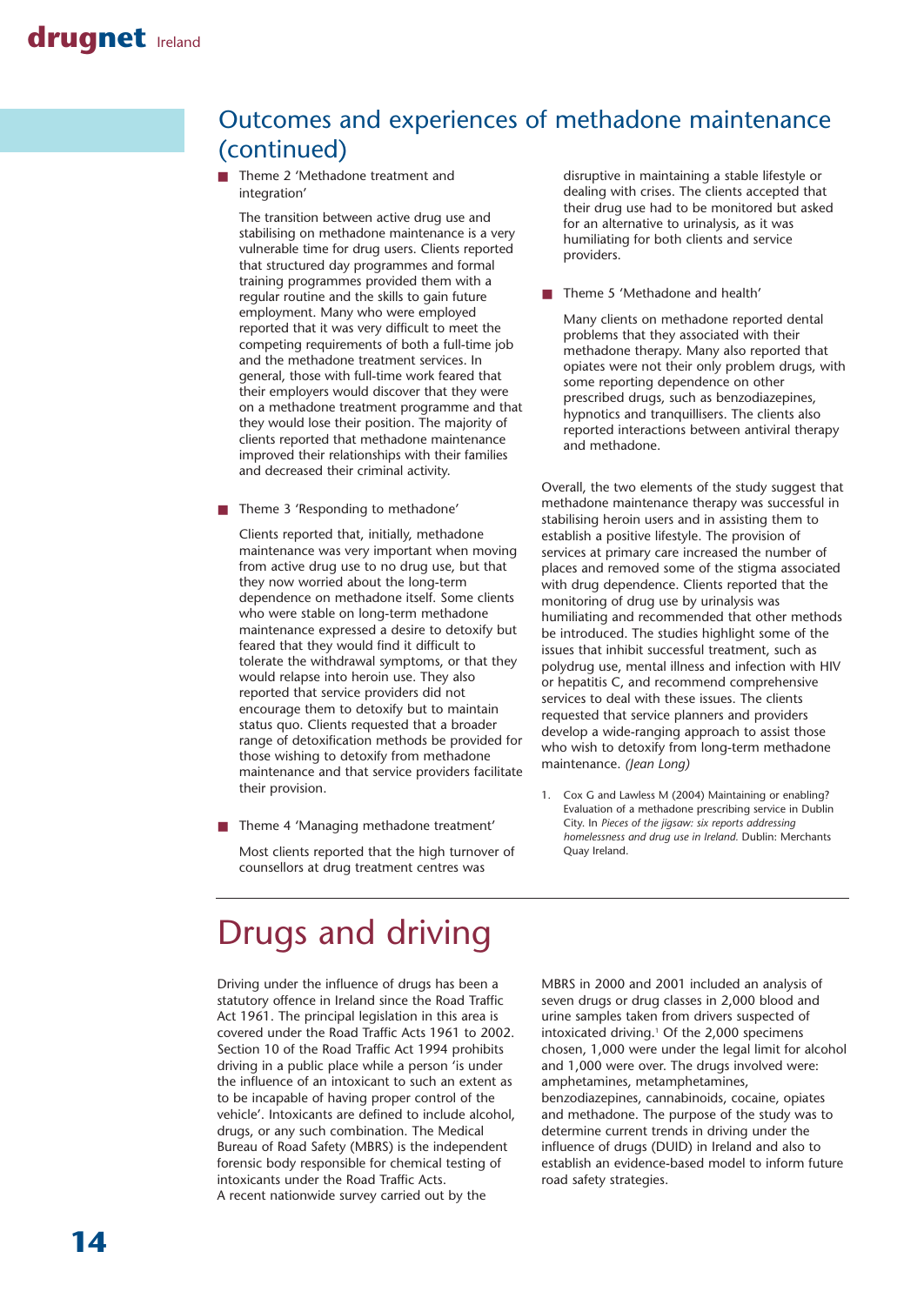## Outcomes and experiences of methadone maintenance (continued)

- Theme 2 'Methadone treatment and integration'

  The transition between active drug use and stabilising on methadone maintenance is a very vulnerable time for drug users. Clients reported that structured day programmes and formal training programmes provided them with a regular routine and the skills to gain future employment. Many who were employed reported that it was very difficult to meet the competing requirements of both a full-time job and the methadone treatment services. In general, those with full-time work feared that their employers would discover that they were on a methadone treatment programme and that they would lose their position. The majority of clients reported that methadone maintenance improved their relationships with their families and decreased their criminal activity.

- Theme 3 'Responding to methadone'

  Clients reported that, initially, methadone maintenance was very important when moving from active drug use to no drug use, but that they now worried about the long-term dependence on methadone itself. Some clients who were stable on long-term methadone maintenance expressed a desire to detoxify but feared that they would find it difficult to tolerate the withdrawal symptoms, or that they would relapse into heroin use. They also reported that service providers did not encourage them to detoxify but to maintain status quo. Clients requested that a broader range of detoxification methods be provided for those wishing to detoxify from methadone maintenance and that service providers facilitate their provision.

- Theme 4 'Managing methadone treatment'

  Most clients reported that the high turnover of counsellors at drug treatment centres was disruptive in maintaining a stable lifestyle or dealing with crises. The clients accepted that their drug use had to be monitored but asked for an alternative to urinalysis, as it was humiliating for both clients and service providers.

- Theme 5 'Methadone and health'

  Many clients on methadone reported dental problems that they associated with their methadone therapy. Many also reported that opiates were not their only problem drugs, with some reporting dependence on other prescribed drugs, such as benzodiazepines, hypnotics and tranquillisers. The clients also reported interactions between antiviral therapy and methadone.

Overall, the two elements of the study suggest that methadone maintenance therapy was successful in stabilising heroin users and in assisting them to establish a positive lifestyle. The provision of services at primary care increased the number of places and removed some of the stigma associated with drug dependence. Clients reported that the monitoring of drug use by urinalysis was humiliating and recommended that other methods be introduced. The studies highlight some of the issues that inhibit successful treatment, such as polydrug use, mental illness and infection with HIV or hepatitis C, and recommend comprehensive services to deal with these issues. The clients requested that service planners and providers develop a wide-ranging approach to assist those who wish to detoxify from long-term methadone maintenance. *(Jean Long)*

1. Cox G and Lawless M (2004) Maintaining or enabling? Evaluation of a methadone prescribing service in Dublin City. In *Pieces of the jigsaw: six reports addressing homelessness and drug use in Ireland.* Dublin: Merchants Quay Ireland.

# Drugs and driving

Driving under the influence of drugs has been a statutory offence in Ireland since the Road Traffic Act 1961. The principal legislation in this area is covered under the Road Traffic Acts 1961 to 2002. Section 10 of the Road Traffic Act 1994 prohibits driving in a public place while a person 'is under the influence of an intoxicant to such an extent as to be incapable of having proper control of the vehicle'. Intoxicants are defined to include alcohol, drugs, or any such combination. The Medical Bureau of Road Safety (MBRS) is the independent forensic body responsible for chemical testing of intoxicants under the Road Traffic Acts.

A recent nationwide survey carried out by the MBRS in 2000 and 2001 included an analysis of seven drugs or drug classes in 2,000 blood and urine samples taken from drivers suspected of intoxicated driving.[1] Of the 2,000 specimens chosen, 1,000 were under the legal limit for alcohol and 1,000 were over. The drugs involved were: amphetamines, metamphetamines, benzodiazepines, cannabinoids, cocaine, opiates and methadone. The purpose of the study was to determine current trends in driving under the influence of drugs (DUID) in Ireland and also to establish an evidence-based model to inform future road safety strategies.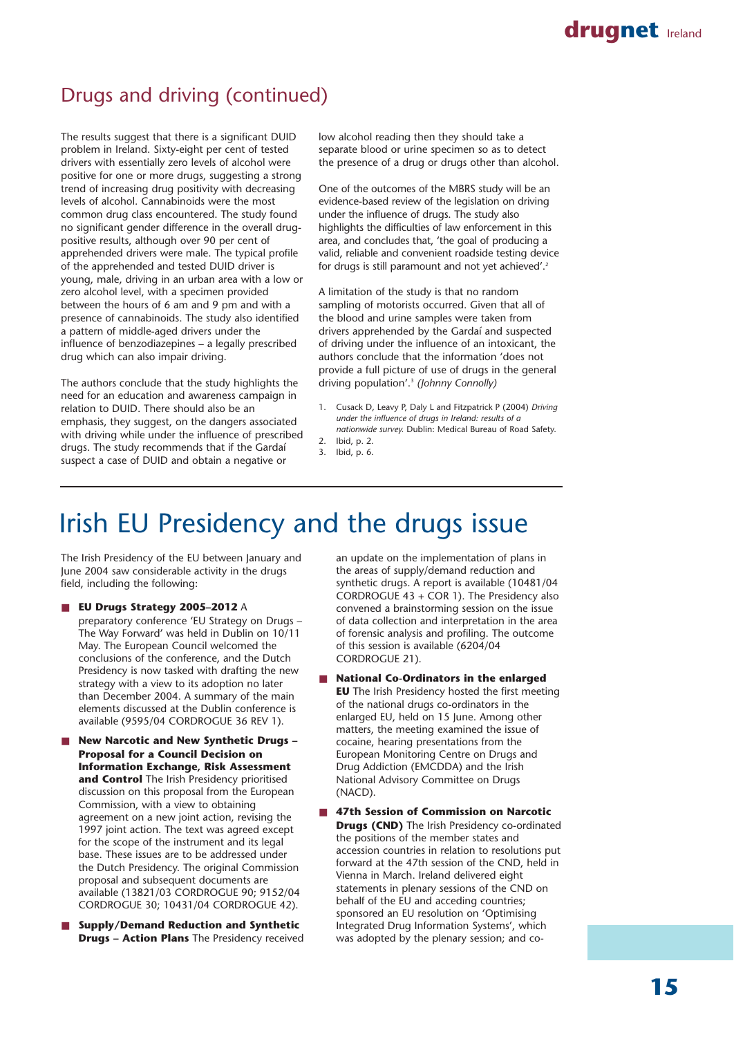## Drugs and driving (continued)

The results suggest that there is a significant DUID problem in Ireland. Sixty-eight per cent of tested drivers with essentially zero levels of alcohol were positive for one or more drugs, suggesting a strong trend of increasing drug positivity with decreasing levels of alcohol. Cannabinoids were the most common drug class encountered. The study found no significant gender difference in the overall drug-positive results, although over 90 per cent of apprehended drivers were male. The typical profile of the apprehended and tested DUID driver is young, male, driving in an urban area with a low or zero alcohol level, with a specimen provided between the hours of 6 am and 9 pm and with a presence of cannabinoids. The study also identified a pattern of middle-aged drivers under the influence of benzodiazepines – a legally prescribed drug which can also impair driving.

The authors conclude that the study highlights the need for an education and awareness campaign in relation to DUID. There should also be an emphasis, they suggest, on the dangers associated with driving while under the influence of prescribed drugs. The study recommends that if the Gardaí suspect a case of DUID and obtain a negative or low alcohol reading then they should take a separate blood or urine specimen so as to detect the presence of a drug or drugs other than alcohol.

One of the outcomes of the MBRS study will be an evidence-based review of the legislation on driving under the influence of drugs. The study also highlights the difficulties of law enforcement in this area, and concludes that, 'the goal of producing a valid, reliable and convenient roadside testing device for drugs is still paramount and not yet achieved'.[2]

A limitation of the study is that no random sampling of motorists occurred. Given that all of the blood and urine samples were taken from drivers apprehended by the Gardaí and suspected of driving under the influence of an intoxicant, the authors conclude that the information 'does not provide a full picture of use of drugs in the general driving population'.[3] *(Johnny Connolly)*

1. Cusack D, Leavy P, Daly L and Fitzpatrick P (2004) *Driving under the influence of drugs in Ireland: results of a nationwide survey.* Dublin: Medical Bureau of Road Safety.
2. Ibid, p. 2.
3. Ibid, p. 6.

# Irish EU Presidency and the drugs issue

The Irish Presidency of the EU between January and June 2004 saw considerable activity in the drugs field, including the following:

- **EU Drugs Strategy 2005–2012** A preparatory conference 'EU Strategy on Drugs – The Way Forward' was held in Dublin on 10/11 May. The European Council welcomed the conclusions of the conference, and the Dutch Presidency is now tasked with drafting the new strategy with a view to its adoption no later than December 2004. A summary of the main elements discussed at the Dublin conference is available (9595/04 CORDROGUE 36 REV 1).
- **New Narcotic and New Synthetic Drugs – Proposal for a Council Decision on Information Exchange, Risk Assessment and Control** The Irish Presidency prioritised discussion on this proposal from the European Commission, with a view to obtaining agreement on a new joint action, revising the 1997 joint action. The text was agreed except for the scope of the instrument and its legal base. These issues are to be addressed under the Dutch Presidency. The original Commission proposal and subsequent documents are available (13821/03 CORDROGUE 90; 9152/04 CORDROGUE 30; 10431/04 CORDROGUE 42).
- **Supply/Demand Reduction and Synthetic Drugs – Action Plans** The Presidency received an update on the implementation of plans in the areas of supply/demand reduction and synthetic drugs. A report is available (10481/04 CORDROGUE 43 + COR 1). The Presidency also convened a brainstorming session on the issue of data collection and interpretation in the area of forensic analysis and profiling. The outcome of this session is available (6204/04 CORDROGUE 21).
- **National Co-Ordinators in the enlarged EU** The Irish Presidency hosted the first meeting of the national drugs co-ordinators in the enlarged EU, held on 15 June. Among other matters, the meeting examined the issue of cocaine, hearing presentations from the European Monitoring Centre on Drugs and Drug Addiction (EMCDDA) and the Irish National Advisory Committee on Drugs (NACD).
- **47th Session of Commission on Narcotic Drugs (CND)** The Irish Presidency co-ordinated the positions of the member states and accession countries in relation to resolutions put forward at the 47th session of the CND, held in Vienna in March. Ireland delivered eight statements in plenary sessions of the CND on behalf of the EU and acceding countries; sponsored an EU resolution on 'Optimising Integrated Drug Information Systems', which was adopted by the plenary session; and co-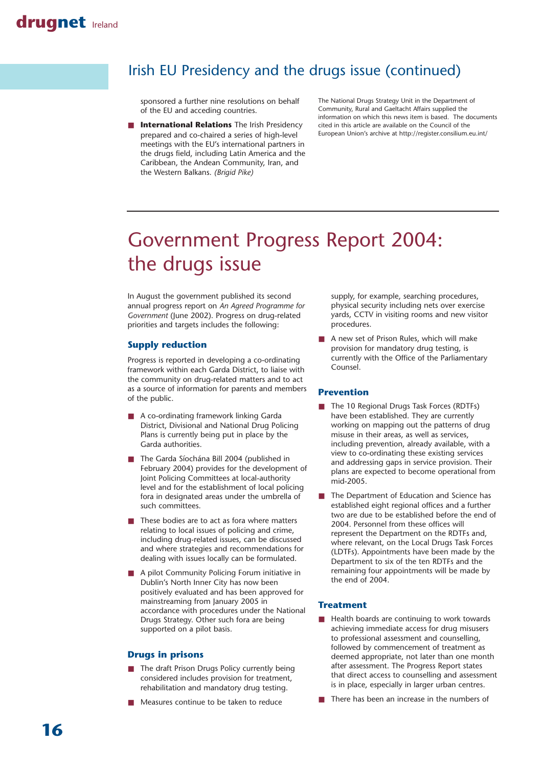## Irish EU Presidency and the drugs issue (continued)

sponsored a further nine resolutions on behalf of the EU and acceding countries.

- **International Relations** The Irish Presidency prepared and co-chaired a series of high-level meetings with the EU's international partners in the drugs field, including Latin America and the Caribbean, the Andean Community, Iran, and the Western Balkans. *(Brigid Pike)*

The National Drugs Strategy Unit in the Department of Community, Rural and Gaeltacht Affairs supplied the information on which this news item is based. The documents cited in this article are available on the Council of the European Union's archive at http://register.consilium.eu.int/

# Government Progress Report 2004: the drugs issue

In August the government published its second annual progress report on *An Agreed Programme for Government* (June 2002). Progress on drug-related priorities and targets includes the following:

### Supply reduction

Progress is reported in developing a co-ordinating framework within each Garda District, to liaise with the community on drug-related matters and to act as a source of information for parents and members of the public.

- A co-ordinating framework linking Garda District, Divisional and National Drug Policing Plans is currently being put in place by the Garda authorities.
- The Garda Síochána Bill 2004 (published in February 2004) provides for the development of Joint Policing Committees at local-authority level and for the establishment of local policing fora in designated areas under the umbrella of such committees.
- These bodies are to act as fora where matters relating to local issues of policing and crime, including drug-related issues, can be discussed and where strategies and recommendations for dealing with issues locally can be formulated.
- A pilot Community Policing Forum initiative in Dublin's North Inner City has now been positively evaluated and has been approved for mainstreaming from January 2005 in accordance with procedures under the National Drugs Strategy. Other such fora are being supported on a pilot basis.

### Drugs in prisons

- The draft Prison Drugs Policy currently being considered includes provision for treatment, rehabilitation and mandatory drug testing.
- Measures continue to be taken to reduce supply, for example, searching procedures, physical security including nets over exercise yards, CCTV in visiting rooms and new visitor procedures.
- A new set of Prison Rules, which will make provision for mandatory drug testing, is currently with the Office of the Parliamentary Counsel.

### Prevention

- The 10 Regional Drugs Task Forces (RDTFs) have been established. They are currently working on mapping out the patterns of drug misuse in their areas, as well as services, including prevention, already available, with a view to co-ordinating these existing services and addressing gaps in service provision. Their plans are expected to become operational from mid-2005.
- The Department of Education and Science has established eight regional offices and a further two are due to be established before the end of 2004. Personnel from these offices will represent the Department on the RDTFs and, where relevant, on the Local Drugs Task Forces (LDTFs). Appointments have been made by the Department to six of the ten RDTFs and the remaining four appointments will be made by the end of 2004.

### Treatment

- Health boards are continuing to work towards achieving immediate access for drug misusers to professional assessment and counselling, followed by commencement of treatment as deemed appropriate, not later than one month after assessment. The Progress Report states that direct access to counselling and assessment is in place, especially in larger urban centres.
- There has been an increase in the numbers of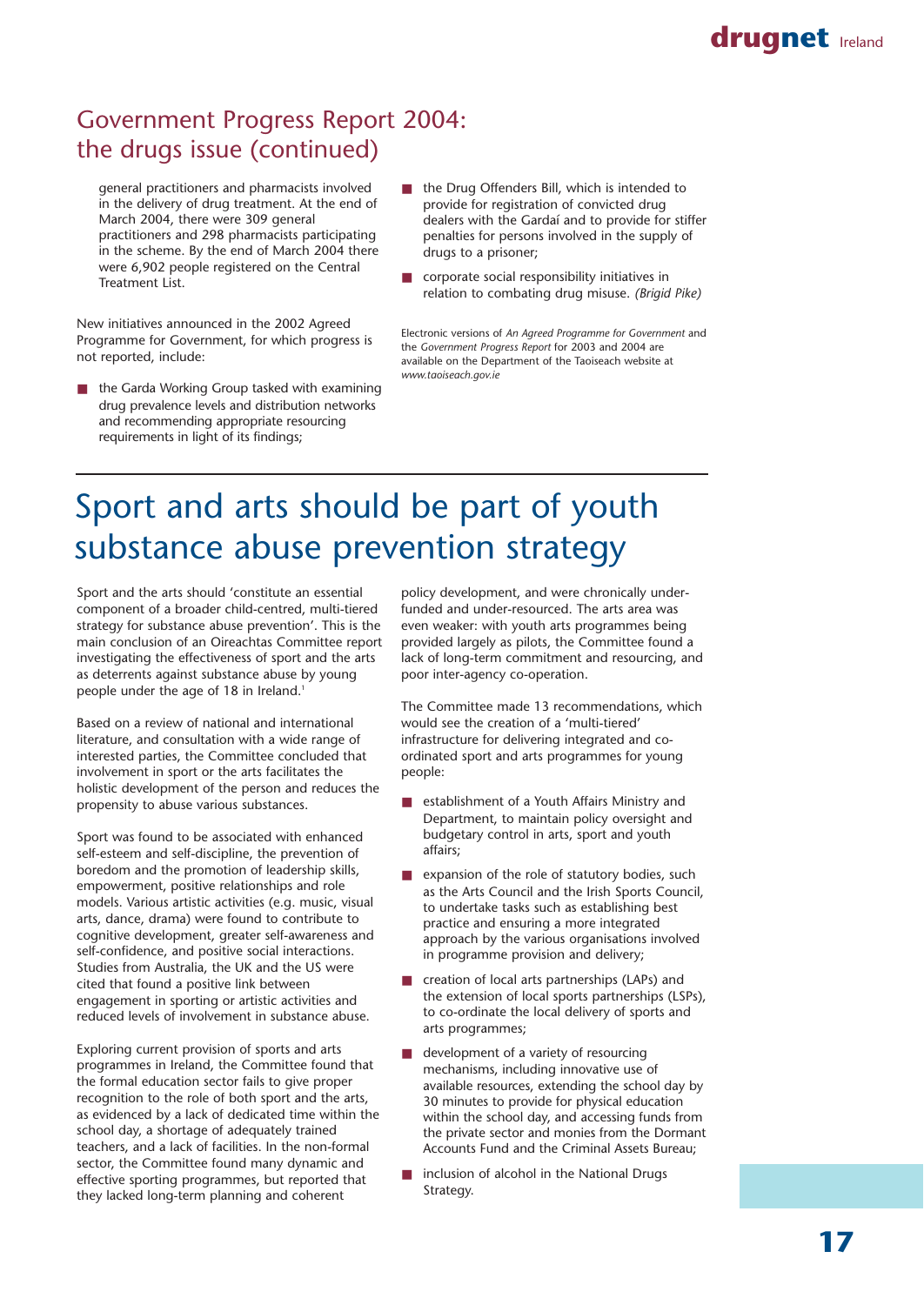## Government Progress Report 2004: the drugs issue (continued)

general practitioners and pharmacists involved in the delivery of drug treatment. At the end of March 2004, there were 309 general practitioners and 298 pharmacists participating in the scheme. By the end of March 2004 there were 6,902 people registered on the Central Treatment List.

New initiatives announced in the 2002 Agreed Programme for Government, for which progress is not reported, include:

- the Garda Working Group tasked with examining drug prevalence levels and distribution networks and recommending appropriate resourcing requirements in light of its findings;
- the Drug Offenders Bill, which is intended to provide for registration of convicted drug dealers with the Gardaí and to provide for stiffer penalties for persons involved in the supply of drugs to a prisoner;
- corporate social responsibility initiatives in relation to combating drug misuse. *(Brigid Pike)*

Electronic versions of *An Agreed Programme for Government* and the *Government Progress Report* for 2003 and 2004 are available on the Department of the Taoiseach website at *www.taoiseach.gov.ie*

# Sport and arts should be part of youth substance abuse prevention strategy

Sport and the arts should 'constitute an essential component of a broader child-centred, multi-tiered strategy for substance abuse prevention'. This is the main conclusion of an Oireachtas Committee report investigating the effectiveness of sport and the arts as deterrents against substance abuse by young people under the age of 18 in Ireland.[1]

Based on a review of national and international literature, and consultation with a wide range of interested parties, the Committee concluded that involvement in sport or the arts facilitates the holistic development of the person and reduces the propensity to abuse various substances.

Sport was found to be associated with enhanced self-esteem and self-discipline, the prevention of boredom and the promotion of leadership skills, empowerment, positive relationships and role models. Various artistic activities (e.g. music, visual arts, dance, drama) were found to contribute to cognitive development, greater self-awareness and self-confidence, and positive social interactions. Studies from Australia, the UK and the US were cited that found a positive link between engagement in sporting or artistic activities and reduced levels of involvement in substance abuse.

Exploring current provision of sports and arts programmes in Ireland, the Committee found that the formal education sector fails to give proper recognition to the role of both sport and the arts, as evidenced by a lack of dedicated time within the school day, a shortage of adequately trained teachers, and a lack of facilities. In the non-formal sector, the Committee found many dynamic and effective sporting programmes, but reported that they lacked long-term planning and coherent policy development, and were chronically under-funded and under-resourced. The arts area was even weaker: with youth arts programmes being provided largely as pilots, the Committee found a lack of long-term commitment and resourcing, and poor inter-agency co-operation.

The Committee made 13 recommendations, which would see the creation of a 'multi-tiered' infrastructure for delivering integrated and co-ordinated sport and arts programmes for young people:

- establishment of a Youth Affairs Ministry and Department, to maintain policy oversight and budgetary control in arts, sport and youth affairs;
- expansion of the role of statutory bodies, such as the Arts Council and the Irish Sports Council, to undertake tasks such as establishing best practice and ensuring a more integrated approach by the various organisations involved in programme provision and delivery;
- creation of local arts partnerships (LAPs) and the extension of local sports partnerships (LSPs), to co-ordinate the local delivery of sports and arts programmes;
- development of a variety of resourcing mechanisms, including innovative use of available resources, extending the school day by 30 minutes to provide for physical education within the school day, and accessing funds from the private sector and monies from the Dormant Accounts Fund and the Criminal Assets Bureau;
- inclusion of alcohol in the National Drugs Strategy.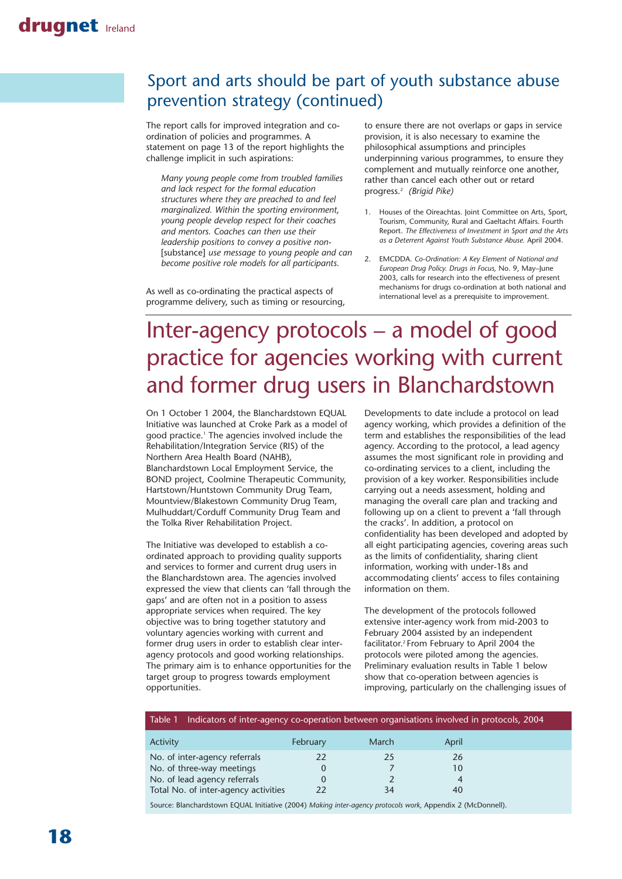## Sport and arts should be part of youth substance abuse prevention strategy (continued)

The report calls for improved integration and co-ordination of policies and programmes. A statement on page 13 of the report highlights the challenge implicit in such aspirations:

> *Many young people come from troubled families and lack respect for the formal education structures where they are preached to and feel marginalized. Within the sporting environment, young people develop respect for their coaches and mentors. Coaches can then use their leadership positions to convey a positive non-* [substance] *use message to young people and can become positive role models for all participants.*

As well as co-ordinating the practical aspects of programme delivery, such as timing or resourcing, to ensure there are not overlaps or gaps in service provision, it is also necessary to examine the philosophical assumptions and principles underpinning various programmes, to ensure they complement and mutually reinforce one another, rather than cancel each other out or retard progress.[2] *(Brigid Pike)*

1. Houses of the Oireachtas. Joint Committee on Arts, Sport, Tourism, Community, Rural and Gaeltacht Affairs. Fourth Report. *The Effectiveness of Investment in Sport and the Arts as a Deterrent Against Youth Substance Abuse.* April 2004.
2. EMCDDA. *Co-Ordination: A Key Element of National and European Drug Policy. Drugs in Focus,* No. 9, May–June 2003, calls for research into the effectiveness of present mechanisms for drugs co-ordination at both national and international level as a prerequisite to improvement.

# Inter-agency protocols – a model of good practice for agencies working with current and former drug users in Blanchardstown

On 1 October 1 2004, the Blanchardstown EQUAL Initiative was launched at Croke Park as a model of good practice.[1] The agencies involved include the Rehabilitation/Integration Service (RIS) of the Northern Area Health Board (NAHB), Blanchardstown Local Employment Service, the BOND project, Coolmine Therapeutic Community, Hartstown/Huntstown Community Drug Team, Mountview/Blakestown Community Drug Team, Mulhuddart/Corduff Community Drug Team and the Tolka River Rehabilitation Project.

The Initiative was developed to establish a co-ordinated approach to providing quality supports and services to former and current drug users in the Blanchardstown area. The agencies involved expressed the view that clients can 'fall through the gaps' and are often not in a position to assess appropriate services when required. The key objective was to bring together statutory and voluntary agencies working with current and former drug users in order to establish clear inter-agency protocols and good working relationships. The primary aim is to enhance opportunities for the target group to progress towards employment opportunities.

Developments to date include a protocol on lead agency working, which provides a definition of the term and establishes the responsibilities of the lead agency. According to the protocol, a lead agency assumes the most significant role in providing and co-ordinating services to a client, including the provision of a key worker. Responsibilities include carrying out a needs assessment, holding and managing the overall care plan and tracking and following up on a client to prevent a 'fall through the cracks'. In addition, a protocol on confidentiality has been developed and adopted by all eight participating agencies, covering areas such as the limits of confidentiality, sharing client information, working with under-18s and accommodating clients' access to files containing information on them.

The development of the protocols followed extensive inter-agency work from mid-2003 to February 2004 assisted by an independent facilitator.[2] From February to April 2004 the protocols were piloted among the agencies. Preliminary evaluation results in Table 1 below show that co-operation between agencies is improving, particularly on the challenging issues of

Table 1 Indicators of inter-agency co-operation between organisations involved in protocols, 2004

| Activity | February | March | April |
|---|---|---|---|
| No. of inter-agency referrals | 22 | 25 | 26 |
| No. of three-way meetings | 0 | 7 | 10 |
| No. of lead agency referrals | 0 | 2 | 4 |
| Total No. of inter-agency activities | 22 | 34 | 40 |

Source: Blanchardstown EQUAL Initiative (2004) *Making inter-agency protocols work,* Appendix 2 (McDonnell).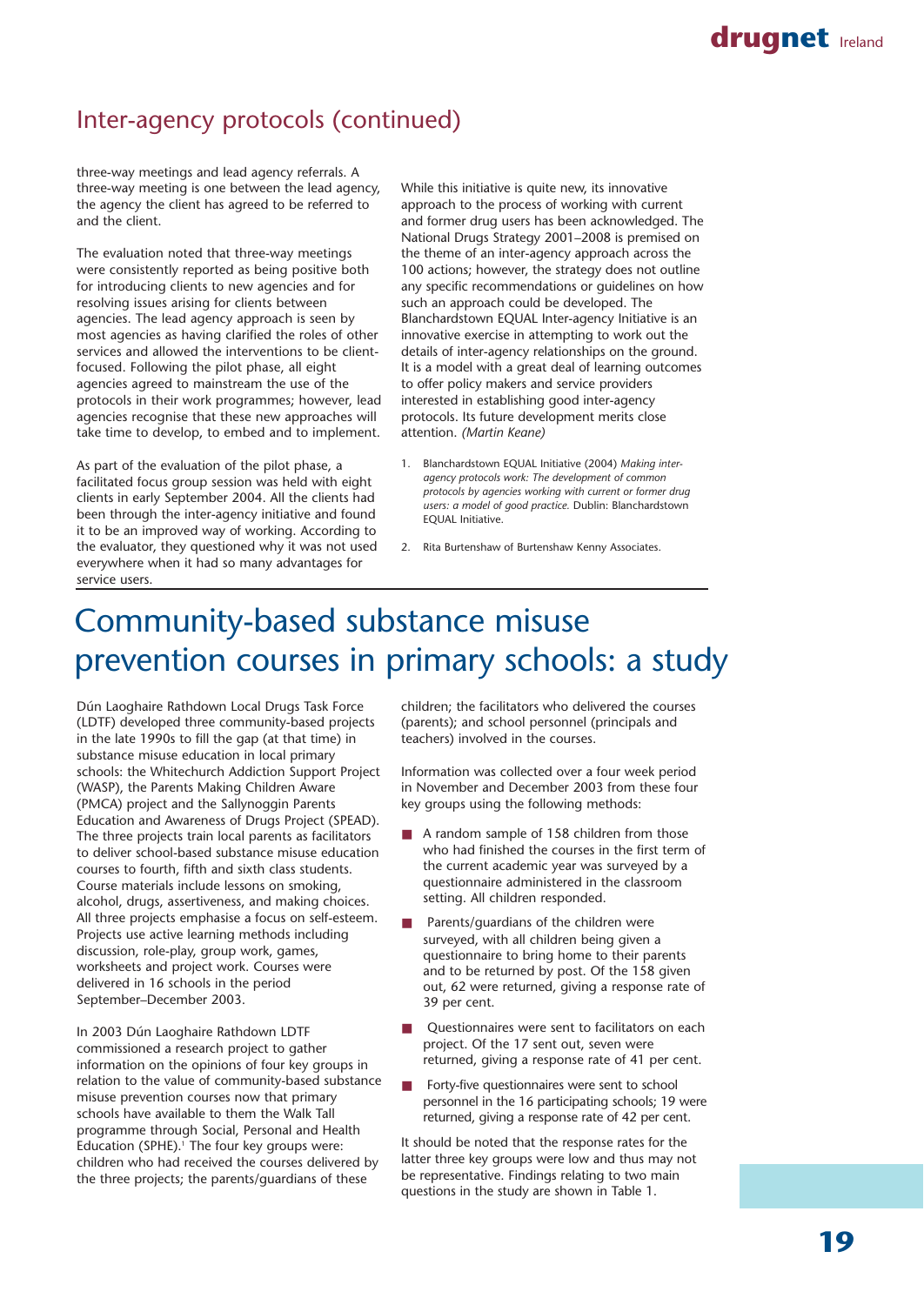## Inter-agency protocols (continued)

three-way meetings and lead agency referrals. A three-way meeting is one between the lead agency, the agency the client has agreed to be referred to and the client.

The evaluation noted that three-way meetings were consistently reported as being positive both for introducing clients to new agencies and for resolving issues arising for clients between agencies. The lead agency approach is seen by most agencies as having clarified the roles of other services and allowed the interventions to be client-focused. Following the pilot phase, all eight agencies agreed to mainstream the use of the protocols in their work programmes; however, lead agencies recognise that these new approaches will take time to develop, to embed and to implement.

As part of the evaluation of the pilot phase, a facilitated focus group session was held with eight clients in early September 2004. All the clients had been through the inter-agency initiative and found it to be an improved way of working. According to the evaluator, they questioned why it was not used everywhere when it had so many advantages for service users.

While this initiative is quite new, its innovative approach to the process of working with current and former drug users has been acknowledged. The National Drugs Strategy 2001–2008 is premised on the theme of an inter-agency approach across the 100 actions; however, the strategy does not outline any specific recommendations or guidelines on how such an approach could be developed. The Blanchardstown EQUAL Inter-agency Initiative is an innovative exercise in attempting to work out the details of inter-agency relationships on the ground. It is a model with a great deal of learning outcomes to offer policy makers and service providers interested in establishing good inter-agency protocols. Its future development merits close attention. *(Martin Keane)*

1. Blanchardstown EQUAL Initiative (2004) *Making inter-agency protocols work: The development of common protocols by agencies working with current or former drug users: a model of good practice.* Dublin: Blanchardstown EQUAL Initiative.

2. Rita Burtenshaw of Burtenshaw Kenny Associates.

# Community-based substance misuse prevention courses in primary schools: a study

Dún Laoghaire Rathdown Local Drugs Task Force (LDTF) developed three community-based projects in the late 1990s to fill the gap (at that time) in substance misuse education in local primary schools: the Whitechurch Addiction Support Project (WASP), the Parents Making Children Aware (PMCA) project and the Sallynoggin Parents Education and Awareness of Drugs Project (SPEAD). The three projects train local parents as facilitators to deliver school-based substance misuse education courses to fourth, fifth and sixth class students. Course materials include lessons on smoking, alcohol, drugs, assertiveness, and making choices. All three projects emphasise a focus on self-esteem. Projects use active learning methods including discussion, role-play, group work, games, worksheets and project work. Courses were delivered in 16 schools in the period September–December 2003.

In 2003 Dún Laoghaire Rathdown LDTF commissioned a research project to gather information on the opinions of four key groups in relation to the value of community-based substance misuse prevention courses now that primary schools have available to them the Walk Tall programme through Social, Personal and Health Education (SPHE).[1] The four key groups were: children who had received the courses delivered by the three projects; the parents/guardians of these children; the facilitators who delivered the courses (parents); and school personnel (principals and teachers) involved in the courses.

Information was collected over a four week period in November and December 2003 from these four key groups using the following methods:

- A random sample of 158 children from those who had finished the courses in the first term of the current academic year was surveyed by a questionnaire administered in the classroom setting. All children responded.
- Parents/guardians of the children were surveyed, with all children being given a questionnaire to bring home to their parents and to be returned by post. Of the 158 given out, 62 were returned, giving a response rate of 39 per cent.
- Questionnaires were sent to facilitators on each project. Of the 17 sent out, seven were returned, giving a response rate of 41 per cent.
- Forty-five questionnaires were sent to school personnel in the 16 participating schools; 19 were returned, giving a response rate of 42 per cent.

It should be noted that the response rates for the latter three key groups were low and thus may not be representative. Findings relating to two main questions in the study are shown in Table 1.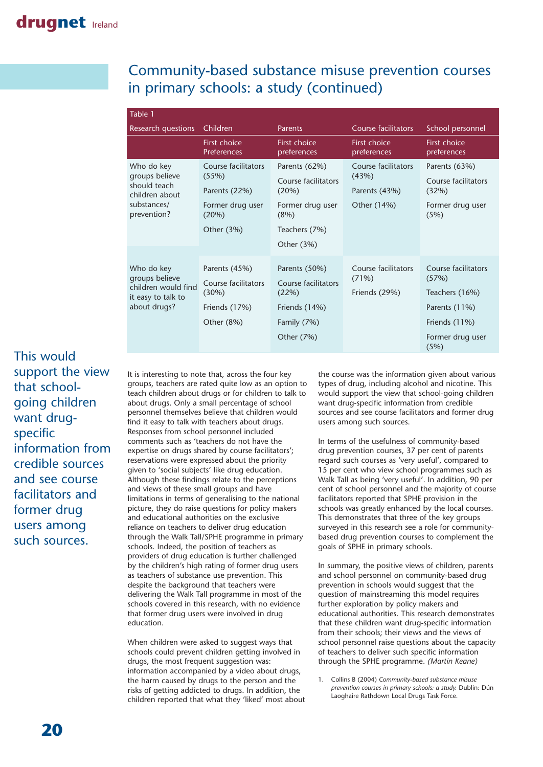## Community-based substance misuse prevention courses in primary schools: a study (continued)

Table 1

| Research questions | Children | Parents | Course facilitators | School personnel |
|---|---|---|---|---|
| | First choice Preferences | First choice preferences | First choice preferences | First choice preferences |
| Who do key groups believe should teach children about substances/ prevention? | Course facilitators (55%)<br>Parents (22%)<br>Former drug user (20%)<br>Other (3%) | Parents (62%)<br>Course facilitators (20%)<br>Former drug user (8%)<br>Teachers (7%)<br>Other (3%) | Course facilitators (43%)<br>Parents (43%)<br>Other (14%) | Parents (63%)<br>Course facilitators (32%)<br>Former drug user (5%) |
| Who do key groups believe children would find it easy to talk to about drugs? | Parents (45%)<br>Course facilitators (30%)<br>Friends (17%)<br>Other (8%) | Parents (50%)<br>Course facilitators (22%)<br>Friends (14%)<br>Family (7%)<br>Other (7%) | Course facilitators (71%)<br>Friends (29%) | Course facilitators (57%)<br>Teachers (16%)<br>Parents (11%)<br>Friends (11%)<br>Former drug user (5%) |

It is interesting to note that, across the four key groups, teachers are rated quite low as an option to teach children about drugs or for children to talk to about drugs. Only a small percentage of school personnel themselves believe that children would find it easy to talk with teachers about drugs. Responses from school personnel included comments such as 'teachers do not have the expertise on drugs shared by course facilitators'; reservations were expressed about the priority given to 'social subjects' like drug education. Although these findings relate to the perceptions and views of these small groups and have limitations in terms of generalising to the national picture, they do raise questions for policy makers and educational authorities on the exclusive reliance on teachers to deliver drug education through the Walk Tall/SPHE programme in primary schools. Indeed, the position of teachers as providers of drug education is further challenged by the children's high rating of former drug users as teachers of substance use prevention. This despite the background that teachers were delivering the Walk Tall programme in most of the schools covered in this research, with no evidence that former drug users were involved in drug education.

When children were asked to suggest ways that schools could prevent children getting involved in drugs, the most frequent suggestion was: information accompanied by a video about drugs, the harm caused by drugs to the person and the risks of getting addicted to drugs. In addition, the children reported that what they 'liked' most about the course was the information given about various types of drug, including alcohol and nicotine. This would support the view that school-going children want drug-specific information from credible sources and see course facilitators and former drug users among such sources.

> This would support the view that school-going children want drug-specific information from credible sources and see course facilitators and former drug users among such sources.

In terms of the usefulness of community-based drug prevention courses, 37 per cent of parents regard such courses as 'very useful', compared to 15 per cent who view school programmes such as Walk Tall as being 'very useful'. In addition, 90 per cent of school personnel and the majority of course facilitators reported that SPHE provision in the schools was greatly enhanced by the local courses. This demonstrates that three of the key groups surveyed in this research see a role for community-based drug prevention courses to complement the goals of SPHE in primary schools.

In summary, the positive views of children, parents and school personnel on community-based drug prevention in schools would suggest that the question of mainstreaming this model requires further exploration by policy makers and educational authorities. This research demonstrates that these children want drug-specific information from their schools; their views and the views of school personnel raise questions about the capacity of teachers to deliver such specific information through the SPHE programme. *(Martin Keane)*

1. Collins B (2004) *Community-based substance misuse prevention courses in primary schools: a study.* Dublin: Dún Laoghaire Rathdown Local Drugs Task Force.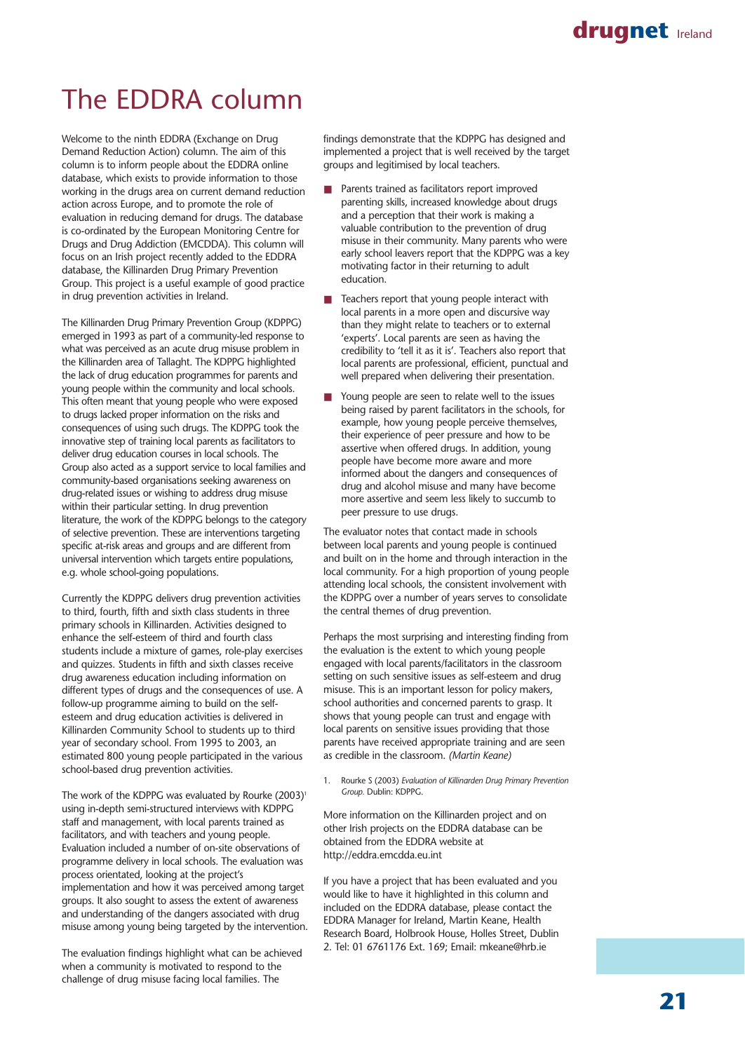# The EDDRA column

Welcome to the ninth EDDRA (Exchange on Drug Demand Reduction Action) column. The aim of this column is to inform people about the EDDRA online database, which exists to provide information to those working in the drugs area on current demand reduction action across Europe, and to promote the role of evaluation in reducing demand for drugs. The database is co-ordinated by the European Monitoring Centre for Drugs and Drug Addiction (EMCDDA). This column will focus on an Irish project recently added to the EDDRA database, the Killinarden Drug Primary Prevention Group. This project is a useful example of good practice in drug prevention activities in Ireland.

The Killinarden Drug Primary Prevention Group (KDPPG) emerged in 1993 as part of a community-led response to what was perceived as an acute drug misuse problem in the Killinarden area of Tallaght. The KDPPG highlighted the lack of drug education programmes for parents and young people within the community and local schools. This often meant that young people who were exposed to drugs lacked proper information on the risks and consequences of using such drugs. The KDPPG took the innovative step of training local parents as facilitators to deliver drug education courses in local schools. The Group also acted as a support service to local families and community-based organisations seeking awareness on drug-related issues or wishing to address drug misuse within their particular setting. In drug prevention literature, the work of the KDPPG belongs to the category of selective prevention. These are interventions targeting specific at-risk areas and groups and are different from universal intervention which targets entire populations, e.g. whole school-going populations.

Currently the KDPPG delivers drug prevention activities to third, fourth, fifth and sixth class students in three primary schools in Killinarden. Activities designed to enhance the self-esteem of third and fourth class students include a mixture of games, role-play exercises and quizzes. Students in fifth and sixth classes receive drug awareness education including information on different types of drugs and the consequences of use. A follow-up programme aiming to build on the self-esteem and drug education activities is delivered in Killinarden Community School to students up to third year of secondary school. From 1995 to 2003, an estimated 800 young people participated in the various school-based drug prevention activities.

The work of the KDPPG was evaluated by Rourke (2003)[1] using in-depth semi-structured interviews with KDPPG staff and management, with local parents trained as facilitators, and with teachers and young people. Evaluation included a number of on-site observations of programme delivery in local schools. The evaluation was process orientated, looking at the project's implementation and how it was perceived among target groups. It also sought to assess the extent of awareness and understanding of the dangers associated with drug misuse among young being targeted by the intervention.

The evaluation findings highlight what can be achieved when a community is motivated to respond to the challenge of drug misuse facing local families. The findings demonstrate that the KDPPG has designed and implemented a project that is well received by the target groups and legitimised by local teachers.

- Parents trained as facilitators report improved parenting skills, increased knowledge about drugs and a perception that their work is making a valuable contribution to the prevention of drug misuse in their community. Many parents who were early school leavers report that the KDPPG was a key motivating factor in their returning to adult education.
- Teachers report that young people interact with local parents in a more open and discursive way than they might relate to teachers or to external 'experts'. Local parents are seen as having the credibility to 'tell it as it is'. Teachers also report that local parents are professional, efficient, punctual and well prepared when delivering their presentation.
- Young people are seen to relate well to the issues being raised by parent facilitators in the schools, for example, how young people perceive themselves, their experience of peer pressure and how to be assertive when offered drugs. In addition, young people have become more aware and more informed about the dangers and consequences of drug and alcohol misuse and many have become more assertive and seem less likely to succumb to peer pressure to use drugs.

The evaluator notes that contact made in schools between local parents and young people is continued and built on in the home and through interaction in the local community. For a high proportion of young people attending local schools, the consistent involvement with the KDPPG over a number of years serves to consolidate the central themes of drug prevention.

Perhaps the most surprising and interesting finding from the evaluation is the extent to which young people engaged with local parents/facilitators in the classroom setting on such sensitive issues as self-esteem and drug misuse. This is an important lesson for policy makers, school authorities and concerned parents to grasp. It shows that young people can trust and engage with local parents on sensitive issues providing that those parents have received appropriate training and are seen as credible in the classroom. *(Martin Keane)*

1. Rourke S (2003) *Evaluation of Killinarden Drug Primary Prevention Group.* Dublin: KDPPG.

More information on the Killinarden project and on other Irish projects on the EDDRA database can be obtained from the EDDRA website at http://eddra.emcdda.eu.int

If you have a project that has been evaluated and you would like to have it highlighted in this column and included on the EDDRA database, please contact the EDDRA Manager for Ireland, Martin Keane, Health Research Board, Holbrook House, Holles Street, Dublin 2. Tel: 01 6761176 Ext. 169; Email: mkeane@hrb.ie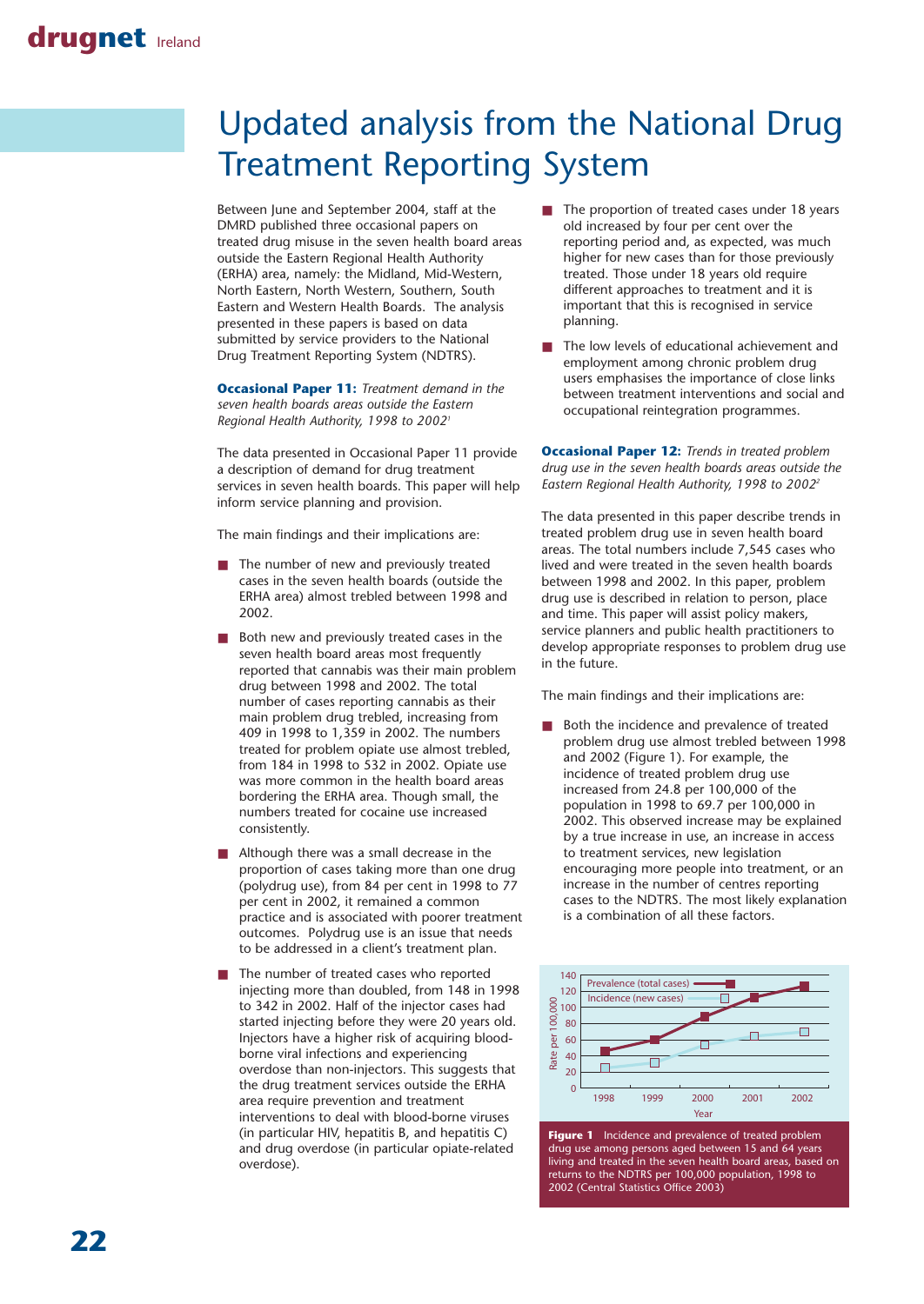# Updated analysis from the National Drug Treatment Reporting System

Between June and September 2004, staff at the DMRD published three occasional papers on treated drug misuse in the seven health board areas outside the Eastern Regional Health Authority (ERHA) area, namely: the Midland, Mid-Western, North Eastern, North Western, Southern, South Eastern and Western Health Boards. The analysis presented in these papers is based on data submitted by service providers to the National Drug Treatment Reporting System (NDTRS).

**Occasional Paper 11:** *Treatment demand in the seven health boards areas outside the Eastern Regional Health Authority, 1998 to 2002*[1]

The data presented in Occasional Paper 11 provide a description of demand for drug treatment services in seven health boards. This paper will help inform service planning and provision.

The main findings and their implications are:

- The number of new and previously treated cases in the seven health boards (outside the ERHA area) almost trebled between 1998 and 2002.
- Both new and previously treated cases in the seven health board areas most frequently reported that cannabis was their main problem drug between 1998 and 2002. The total number of cases reporting cannabis as their main problem drug trebled, increasing from 409 in 1998 to 1,359 in 2002. The numbers treated for problem opiate use almost trebled, from 184 in 1998 to 532 in 2002. Opiate use was more common in the health board areas bordering the ERHA area. Though small, the numbers treated for cocaine use increased consistently.
- Although there was a small decrease in the proportion of cases taking more than one drug (polydrug use), from 84 per cent in 1998 to 77 per cent in 2002, it remained a common practice and is associated with poorer treatment outcomes. Polydrug use is an issue that needs to be addressed in a client's treatment plan.
- The number of treated cases who reported injecting more than doubled, from 148 in 1998 to 342 in 2002. Half of the injector cases had started injecting before they were 20 years old. Injectors have a higher risk of acquiring blood-borne viral infections and experiencing overdose than non-injectors. This suggests that the drug treatment services outside the ERHA area require prevention and treatment interventions to deal with blood-borne viruses (in particular HIV, hepatitis B, and hepatitis C) and drug overdose (in particular opiate-related overdose).
- The proportion of treated cases under 18 years old increased by four per cent over the reporting period and, as expected, was much higher for new cases than for those previously treated. Those under 18 years old require different approaches to treatment and it is important that this is recognised in service planning.
- The low levels of educational achievement and employment among chronic problem drug users emphasises the importance of close links between treatment interventions and social and occupational reintegration programmes.

**Occasional Paper 12:** *Trends in treated problem drug use in the seven health boards areas outside the Eastern Regional Health Authority, 1998 to 2002*[2]

The data presented in this paper describe trends in treated problem drug use in seven health board areas. The total numbers include 7,545 cases who lived and were treated in the seven health boards between 1998 and 2002. In this paper, problem drug use is described in relation to person, place and time. This paper will assist policy makers, service planners and public health practitioners to develop appropriate responses to problem drug use in the future.

The main findings and their implications are:

- Both the incidence and prevalence of treated problem drug use almost trebled between 1998 and 2002 (Figure 1). For example, the incidence of treated problem drug use increased from 24.8 per 100,000 of the population in 1998 to 69.7 per 100,000 in 2002. This observed increase may be explained by a true increase in use, an increase in access to treatment services, new legislation encouraging more people into treatment, or an increase in the number of centres reporting cases to the NDTRS. The most likely explanation is a combination of all these factors.

**Figure 1** Incidence and prevalence of treated problem drug use among persons aged between 15 and 64 years living and treated in the seven health board areas, based on returns to the NDTRS per 100,000 population, 1998 to 2002 (Central Statistics Office 2003)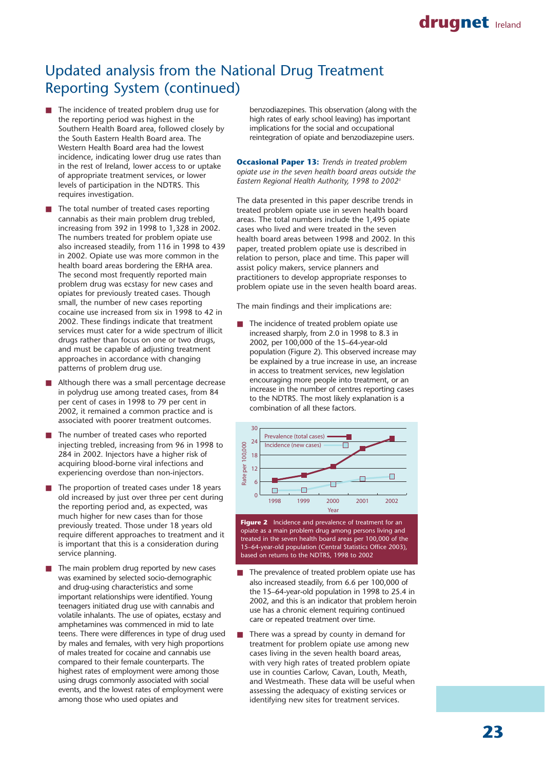# Updated analysis from the National Drug Treatment Reporting System (continued)

- The incidence of treated problem drug use for the reporting period was highest in the Southern Health Board area, followed closely by the South Eastern Health Board area. The Western Health Board area had the lowest incidence, indicating lower drug use rates than in the rest of Ireland, lower access to or uptake of appropriate treatment services, or lower levels of participation in the NDTRS. This requires investigation.
- The total number of treated cases reporting cannabis as their main problem drug trebled, increasing from 392 in 1998 to 1,328 in 2002. The numbers treated for problem opiate use also increased steadily, from 116 in 1998 to 439 in 2002. Opiate use was more common in the health board areas bordering the ERHA area. The second most frequently reported main problem drug was ecstasy for new cases and opiates for previously treated cases. Though small, the number of new cases reporting cocaine use increased from six in 1998 to 42 in 2002. These findings indicate that treatment services must cater for a wide spectrum of illicit drugs rather than focus on one or two drugs, and must be capable of adjusting treatment approaches in accordance with changing patterns of problem drug use.
- Although there was a small percentage decrease in polydrug use among treated cases, from 84 per cent of cases in 1998 to 79 per cent in 2002, it remained a common practice and is associated with poorer treatment outcomes.
- The number of treated cases who reported injecting trebled, increasing from 96 in 1998 to 284 in 2002. Injectors have a higher risk of acquiring blood-borne viral infections and experiencing overdose than non-injectors.
- The proportion of treated cases under 18 years old increased by just over three per cent during the reporting period and, as expected, was much higher for new cases than for those previously treated. Those under 18 years old require different approaches to treatment and it is important that this is a consideration during service planning.
- The main problem drug reported by new cases was examined by selected socio-demographic and drug-using characteristics and some important relationships were identified. Young teenagers initiated drug use with cannabis and volatile inhalants. The use of opiates, ecstasy and amphetamines was commenced in mid to late teens. There were differences in type of drug used by males and females, with very high proportions of males treated for cocaine and cannabis use compared to their female counterparts. The highest rates of employment were among those using drugs commonly associated with social events, and the lowest rates of employment were among those who used opiates and benzodiazepines. This observation (along with the high rates of early school leaving) has important implications for the social and occupational reintegration of opiate and benzodiazepine users.

**Occasional Paper 13:** *Trends in treated problem opiate use in the seven health board areas outside the Eastern Regional Health Authority, 1998 to 2002*[3]

The data presented in this paper describe trends in treated problem opiate use in seven health board areas. The total numbers include the 1,495 opiate cases who lived and were treated in the seven health board areas between 1998 and 2002. In this paper, treated problem opiate use is described in relation to person, place and time. This paper will assist policy makers, service planners and practitioners to develop appropriate responses to problem opiate use in the seven health board areas.

The main findings and their implications are:

- The incidence of treated problem opiate use increased sharply, from 2.0 in 1998 to 8.3 in 2002, per 100,000 of the 15–64-year-old population (Figure 2). This observed increase may be explained by a true increase in use, an increase in access to treatment services, new legislation encouraging more people into treatment, or an increase in the number of centres reporting cases to the NDTRS. The most likely explanation is a combination of all these factors.

**Figure 2** Incidence and prevalence of treatment for an opiate as a main problem drug among persons living and treated in the seven health board areas per 100,000 of the 15–64-year-old population (Central Statistics Office 2003), based on returns to the NDTRS, 1998 to 2002

- The prevalence of treated problem opiate use has also increased steadily, from 6.6 per 100,000 of the 15–64-year-old population in 1998 to 25.4 in 2002, and this is an indicator that problem heroin use has a chronic element requiring continued care or repeated treatment over time.
- There was a spread by county in demand for treatment for problem opiate use among new cases living in the seven health board areas, with very high rates of treated problem opiate use in counties Carlow, Cavan, Louth, Meath, and Westmeath. These data will be useful when assessing the adequacy of existing services or identifying new sites for treatment services.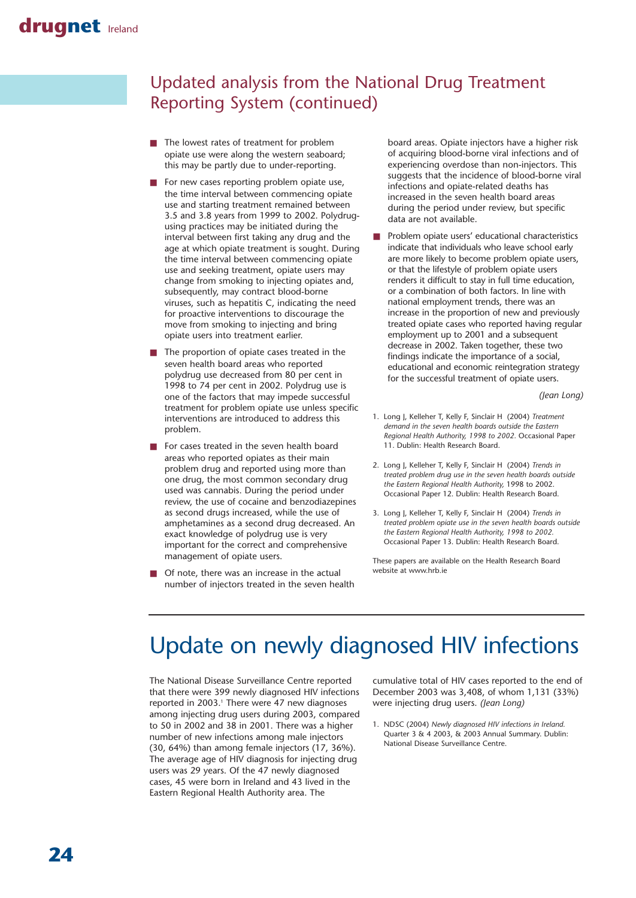## Updated analysis from the National Drug Treatment Reporting System (continued)

- The lowest rates of treatment for problem opiate use were along the western seaboard; this may be partly due to under-reporting.
- For new cases reporting problem opiate use, the time interval between commencing opiate use and starting treatment remained between 3.5 and 3.8 years from 1999 to 2002. Polydrug-using practices may be initiated during the interval between first taking any drug and the age at which opiate treatment is sought. During the time interval between commencing opiate use and seeking treatment, opiate users may change from smoking to injecting opiates and, subsequently, may contract blood-borne viruses, such as hepatitis C, indicating the need for proactive interventions to discourage the move from smoking to injecting and bring opiate users into treatment earlier.
- The proportion of opiate cases treated in the seven health board areas who reported polydrug use decreased from 80 per cent in 1998 to 74 per cent in 2002. Polydrug use is one of the factors that may impede successful treatment for problem opiate use unless specific interventions are introduced to address this problem.
- For cases treated in the seven health board areas who reported opiates as their main problem drug and reported using more than one drug, the most common secondary drug used was cannabis. During the period under review, the use of cocaine and benzodiazepines as second drugs increased, while the use of amphetamines as a second drug decreased. An exact knowledge of polydrug use is very important for the correct and comprehensive management of opiate users.
- Of note, there was an increase in the actual number of injectors treated in the seven health board areas. Opiate injectors have a higher risk of acquiring blood-borne viral infections and of experiencing overdose than non-injectors. This suggests that the incidence of blood-borne viral infections and opiate-related deaths has increased in the seven health board areas during the period under review, but specific data are not available.
- Problem opiate users' educational characteristics indicate that individuals who leave school early are more likely to become problem opiate users, or that the lifestyle of problem opiate users renders it difficult to stay in full time education, or a combination of both factors. In line with national employment trends, there was an increase in the proportion of new and previously treated opiate cases who reported having regular employment up to 2001 and a subsequent decrease in 2002. Taken together, these two findings indicate the importance of a social, educational and economic reintegration strategy for the successful treatment of opiate users.

*(Jean Long)*

1. Long J, Kelleher T, Kelly F, Sinclair H (2004) *Treatment demand in the seven health boards outside the Eastern Regional Health Authority, 1998 to 2002.* Occasional Paper 11. Dublin: Health Research Board.
2. Long J, Kelleher T, Kelly F, Sinclair H (2004) *Trends in treated problem drug use in the seven health boards outside the Eastern Regional Health Authority,* 1998 to 2002. Occasional Paper 12. Dublin: Health Research Board.
3. Long J, Kelleher T, Kelly F, Sinclair H (2004) *Trends in treated problem opiate use in the seven health boards outside the Eastern Regional Health Authority, 1998 to 2002.* Occasional Paper 13. Dublin: Health Research Board.

These papers are available on the Health Research Board website at www.hrb.ie

# Update on newly diagnosed HIV infections

The National Disease Surveillance Centre reported that there were 399 newly diagnosed HIV infections reported in 2003.[1] There were 47 new diagnoses among injecting drug users during 2003, compared to 50 in 2002 and 38 in 2001. There was a higher number of new infections among male injectors (30, 64%) than among female injectors (17, 36%). The average age of HIV diagnosis for injecting drug users was 29 years. Of the 47 newly diagnosed cases, 45 were born in Ireland and 43 lived in the Eastern Regional Health Authority area. The cumulative total of HIV cases reported to the end of December 2003 was 3,408, of whom 1,131 (33%) were injecting drug users. *(Jean Long)*

1. NDSC (2004) *Newly diagnosed HIV infections in Ireland.* Quarter 3 & 4 2003, & 2003 Annual Summary. Dublin: National Disease Surveillance Centre.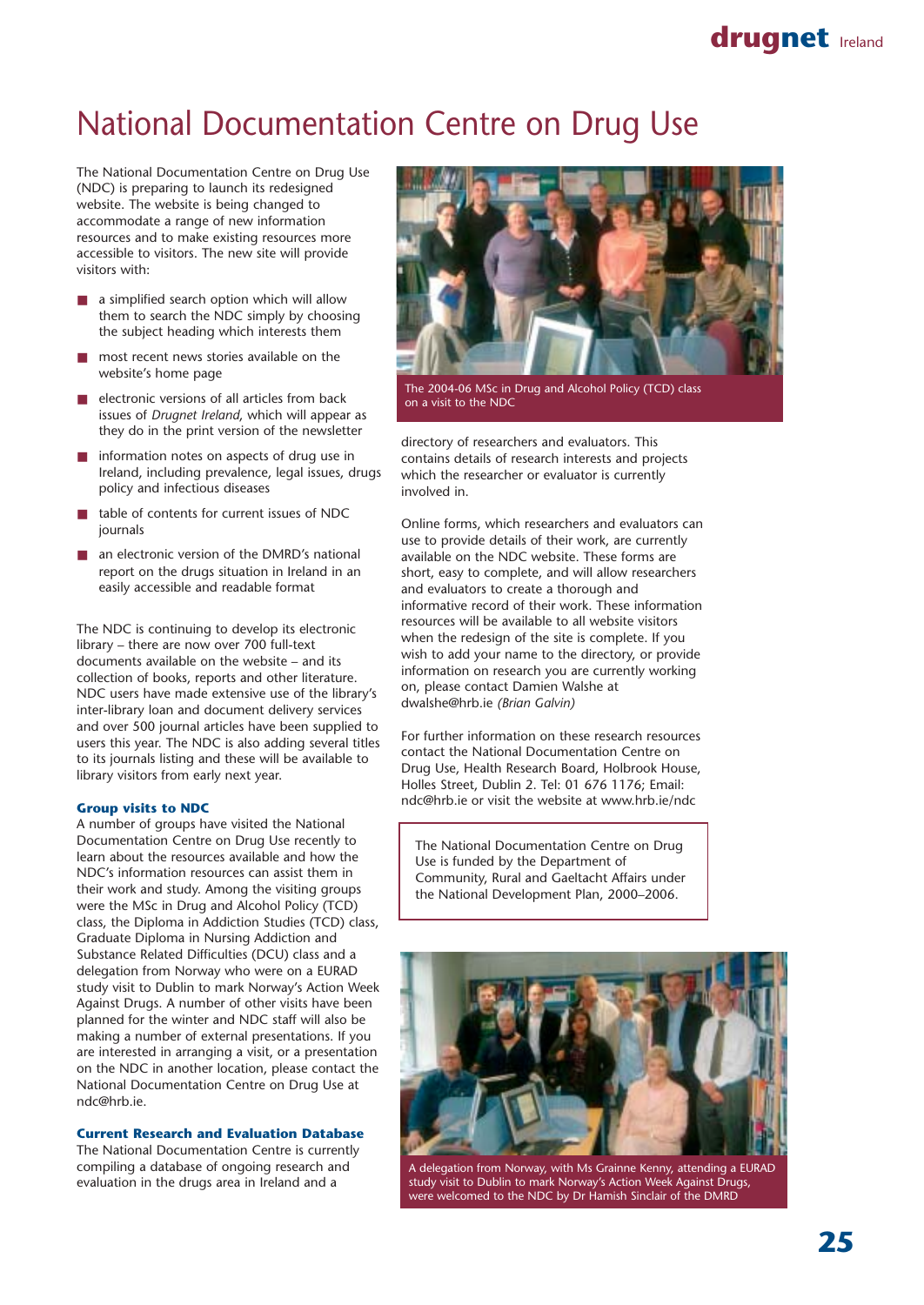# National Documentation Centre on Drug Use

The National Documentation Centre on Drug Use (NDC) is preparing to launch its redesigned website. The website is being changed to accommodate a range of new information resources and to make existing resources more accessible to visitors. The new site will provide visitors with:

- a simplified search option which will allow them to search the NDC simply by choosing the subject heading which interests them
- most recent news stories available on the website's home page
- electronic versions of all articles from back issues of *Drugnet Ireland*, which will appear as they do in the print version of the newsletter
- information notes on aspects of drug use in Ireland, including prevalence, legal issues, drugs policy and infectious diseases
- table of contents for current issues of NDC journals
- an electronic version of the DMRD's national report on the drugs situation in Ireland in an easily accessible and readable format

The NDC is continuing to develop its electronic library – there are now over 700 full-text documents available on the website – and its collection of books, reports and other literature. NDC users have made extensive use of the library's inter-library loan and document delivery services and over 500 journal articles have been supplied to users this year. The NDC is also adding several titles to its journals listing and these will be available to library visitors from early next year.

### Group visits to NDC

A number of groups have visited the National Documentation Centre on Drug Use recently to learn about the resources available and how the NDC's information resources can assist them in their work and study. Among the visiting groups were the MSc in Drug and Alcohol Policy (TCD) class, the Diploma in Addiction Studies (TCD) class, Graduate Diploma in Nursing Addiction and Substance Related Difficulties (DCU) class and a delegation from Norway who were on a EURAD study visit to Dublin to mark Norway's Action Week Against Drugs. A number of other visits have been planned for the winter and NDC staff will also be making a number of external presentations. If you are interested in arranging a visit, or a presentation on the NDC in another location, please contact the National Documentation Centre on Drug Use at ndc@hrb.ie.

### Current Research and Evaluation Database

The National Documentation Centre is currently compiling a database of ongoing research and evaluation in the drugs area in Ireland and a directory of researchers and evaluators. This contains details of research interests and projects which the researcher or evaluator is currently involved in.

The 2004-06 MSc in Drug and Alcohol Policy (TCD) class on a visit to the NDC

Online forms, which researchers and evaluators can use to provide details of their work, are currently available on the NDC website. These forms are short, easy to complete, and will allow researchers and evaluators to create a thorough and informative record of their work. These information resources will be available to all website visitors when the redesign of the site is complete. If you wish to add your name to the directory, or provide information on research you are currently working on, please contact Damien Walshe at dwalshe@hrb.ie *(Brian Galvin)*

For further information on these research resources contact the National Documentation Centre on Drug Use, Health Research Board, Holbrook House, Holles Street, Dublin 2. Tel: 01 676 1176; Email: ndc@hrb.ie or visit the website at www.hrb.ie/ndc

> The National Documentation Centre on Drug Use is funded by the Department of Community, Rural and Gaeltacht Affairs under the National Development Plan, 2000–2006.

A delegation from Norway, with Ms Grainne Kenny, attending a EURAD study visit to Dublin to mark Norway's Action Week Against Drugs, were welcomed to the NDC by Dr Hamish Sinclair of the DMRD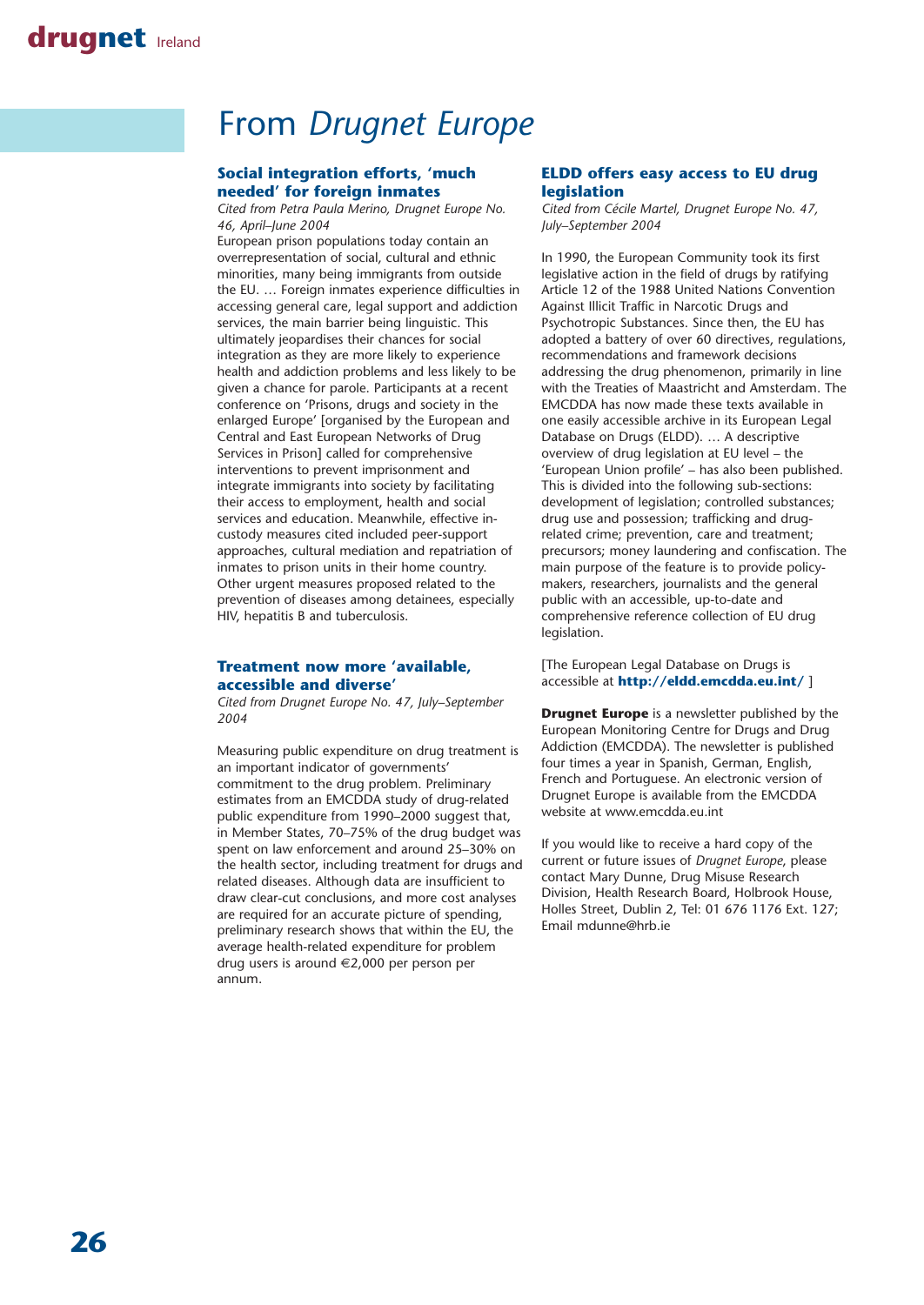# From *Drugnet Europe*

## Social integration efforts, 'much needed' for foreign inmates

*Cited from Petra Paula Merino, Drugnet Europe No. 46, April–June 2004*

European prison populations today contain an overrepresentation of social, cultural and ethnic minorities, many being immigrants from outside the EU. … Foreign inmates experience difficulties in accessing general care, legal support and addiction services, the main barrier being linguistic. This ultimately jeopardises their chances for social integration as they are more likely to experience health and addiction problems and less likely to be given a chance for parole. Participants at a recent conference on 'Prisons, drugs and society in the enlarged Europe' [organised by the European and Central and East European Networks of Drug Services in Prison] called for comprehensive interventions to prevent imprisonment and integrate immigrants into society by facilitating their access to employment, health and social services and education. Meanwhile, effective in-custody measures cited included peer-support approaches, cultural mediation and repatriation of inmates to prison units in their home country. Other urgent measures proposed related to the prevention of diseases among detainees, especially HIV, hepatitis B and tuberculosis.

## Treatment now more 'available, accessible and diverse'

*Cited from Drugnet Europe No. 47, July–September 2004*

Measuring public expenditure on drug treatment is an important indicator of governments' commitment to the drug problem. Preliminary estimates from an EMCDDA study of drug-related public expenditure from 1990–2000 suggest that, in Member States, 70–75% of the drug budget was spent on law enforcement and around 25–30% on the health sector, including treatment for drugs and related diseases. Although data are insufficient to draw clear-cut conclusions, and more cost analyses are required for an accurate picture of spending, preliminary research shows that within the EU, the average health-related expenditure for problem drug users is around €2,000 per person per annum.

## ELDD offers easy access to EU drug legislation

*Cited from Cécile Martel, Drugnet Europe No. 47, July–September 2004*

In 1990, the European Community took its first legislative action in the field of drugs by ratifying Article 12 of the 1988 United Nations Convention Against Illicit Traffic in Narcotic Drugs and Psychotropic Substances. Since then, the EU has adopted a battery of over 60 directives, regulations, recommendations and framework decisions addressing the drug phenomenon, primarily in line with the Treaties of Maastricht and Amsterdam. The EMCDDA has now made these texts available in one easily accessible archive in its European Legal Database on Drugs (ELDD). … A descriptive overview of drug legislation at EU level – the 'European Union profile' – has also been published. This is divided into the following sub-sections: development of legislation; controlled substances; drug use and possession; trafficking and drug-related crime; prevention, care and treatment; precursors; money laundering and confiscation. The main purpose of the feature is to provide policy-makers, researchers, journalists and the general public with an accessible, up-to-date and comprehensive reference collection of EU drug legislation.

[The European Legal Database on Drugs is accessible at **http://eldd.emcdda.eu.int/** ]

**Drugnet Europe** is a newsletter published by the European Monitoring Centre for Drugs and Drug Addiction (EMCDDA). The newsletter is published four times a year in Spanish, German, English, French and Portuguese. An electronic version of Drugnet Europe is available from the EMCDDA website at www.emcdda.eu.int

If you would like to receive a hard copy of the current or future issues of *Drugnet Europe*, please contact Mary Dunne, Drug Misuse Research Division, Health Research Board, Holbrook House, Holles Street, Dublin 2, Tel: 01 676 1176 Ext. 127; Email mdunne@hrb.ie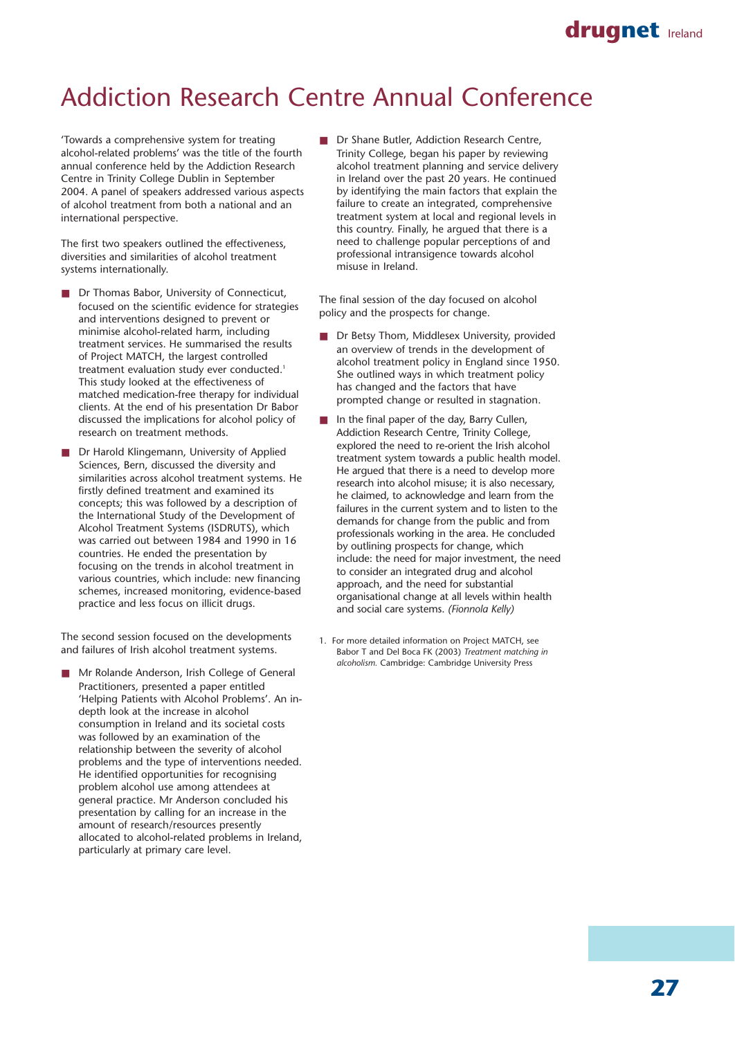# Addiction Research Centre Annual Conference

'Towards a comprehensive system for treating alcohol-related problems' was the title of the fourth annual conference held by the Addiction Research Centre in Trinity College Dublin in September 2004. A panel of speakers addressed various aspects of alcohol treatment from both a national and an international perspective.

The first two speakers outlined the effectiveness, diversities and similarities of alcohol treatment systems internationally.

- Dr Thomas Babor, University of Connecticut, focused on the scientific evidence for strategies and interventions designed to prevent or minimise alcohol-related harm, including treatment services. He summarised the results of Project MATCH, the largest controlled treatment evaluation study ever conducted.[1] This study looked at the effectiveness of matched medication-free therapy for individual clients. At the end of his presentation Dr Babor discussed the implications for alcohol policy of research on treatment methods.
- Dr Harold Klingemann, University of Applied Sciences, Bern, discussed the diversity and similarities across alcohol treatment systems. He firstly defined treatment and examined its concepts; this was followed by a description of the International Study of the Development of Alcohol Treatment Systems (ISDRUTS), which was carried out between 1984 and 1990 in 16 countries. He ended the presentation by focusing on the trends in alcohol treatment in various countries, which include: new financing schemes, increased monitoring, evidence-based practice and less focus on illicit drugs.

The second session focused on the developments and failures of Irish alcohol treatment systems.

- Mr Rolande Anderson, Irish College of General Practitioners, presented a paper entitled 'Helping Patients with Alcohol Problems'. An in-depth look at the increase in alcohol consumption in Ireland and its societal costs was followed by an examination of the relationship between the severity of alcohol problems and the type of interventions needed. He identified opportunities for recognising problem alcohol use among attendees at general practice. Mr Anderson concluded his presentation by calling for an increase in the amount of research/resources presently allocated to alcohol-related problems in Ireland, particularly at primary care level.
- Dr Shane Butler, Addiction Research Centre, Trinity College, began his paper by reviewing alcohol treatment planning and service delivery in Ireland over the past 20 years. He continued by identifying the main factors that explain the failure to create an integrated, comprehensive treatment system at local and regional levels in this country. Finally, he argued that there is a need to challenge popular perceptions of and professional intransigence towards alcohol misuse in Ireland.

The final session of the day focused on alcohol policy and the prospects for change.

- Dr Betsy Thom, Middlesex University, provided an overview of trends in the development of alcohol treatment policy in England since 1950. She outlined ways in which treatment policy has changed and the factors that have prompted change or resulted in stagnation.
- In the final paper of the day, Barry Cullen, Addiction Research Centre, Trinity College, explored the need to re-orient the Irish alcohol treatment system towards a public health model. He argued that there is a need to develop more research into alcohol misuse; it is also necessary, he claimed, to acknowledge and learn from the failures in the current system and to listen to the demands for change from the public and from professionals working in the area. He concluded by outlining prospects for change, which include: the need for major investment, the need to consider an integrated drug and alcohol approach, and the need for substantial organisational change at all levels within health and social care systems. *(Fionnola Kelly)*

1. For more detailed information on Project MATCH, see Babor T and Del Boca FK (2003) *Treatment matching in alcoholism.* Cambridge: Cambridge University Press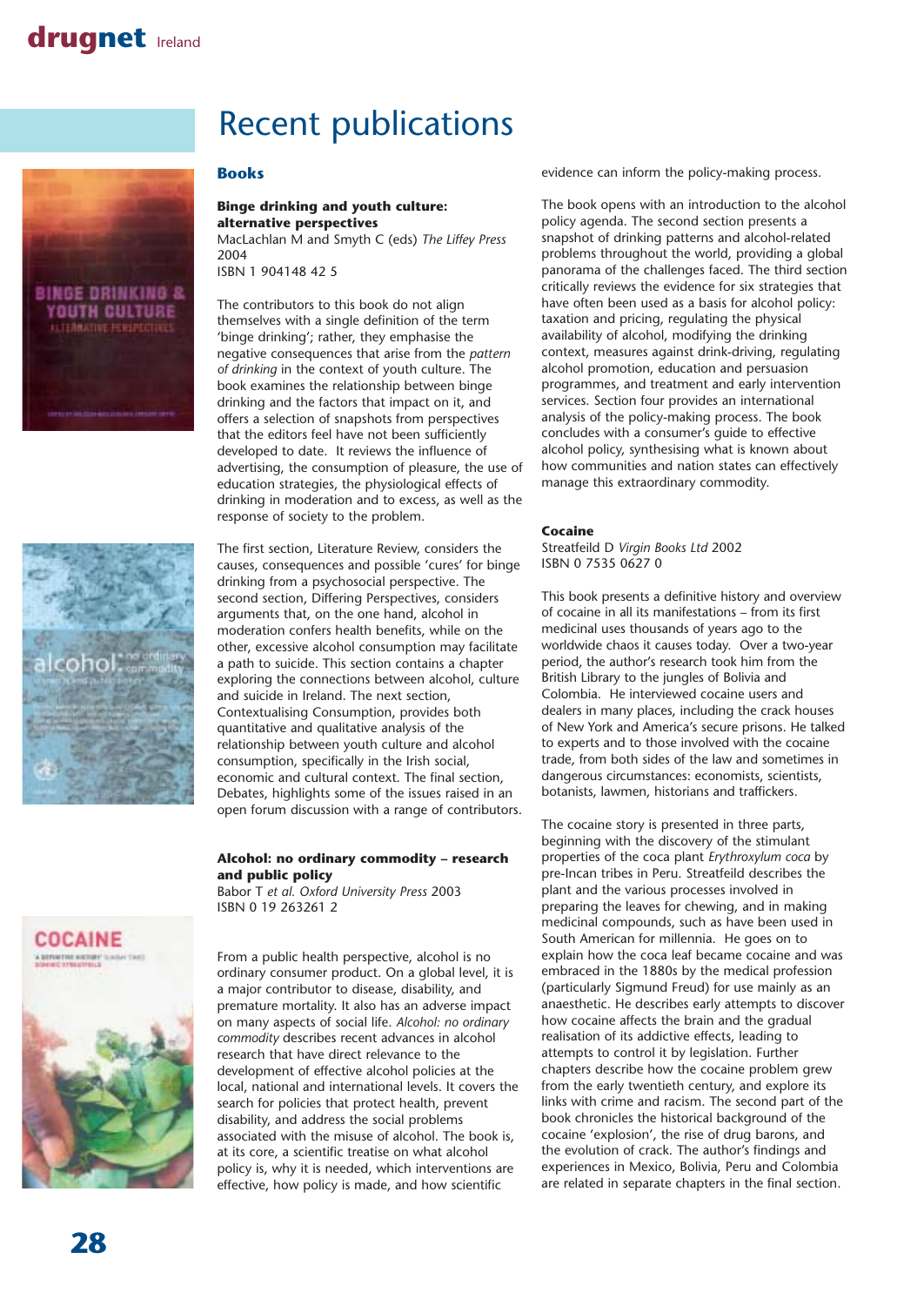# Recent publications

## Books

**Binge drinking and youth culture: alternative perspectives**
MacLachlan M and Smyth C (eds) *The Liffey Press* 2004
ISBN 1 904148 42 5

The contributors to this book do not align themselves with a single definition of the term 'binge drinking'; rather, they emphasise the negative consequences that arise from the *pattern of drinking* in the context of youth culture. The book examines the relationship between binge drinking and the factors that impact on it, and offers a selection of snapshots from perspectives that the editors feel have not been sufficiently developed to date. It reviews the influence of advertising, the consumption of pleasure, the use of education strategies, the physiological effects of drinking in moderation and to excess, as well as the response of society to the problem.

The first section, Literature Review, considers the causes, consequences and possible 'cures' for binge drinking from a psychosocial perspective. The second section, Differing Perspectives, considers arguments that, on the one hand, alcohol in moderation confers health benefits, while on the other, excessive alcohol consumption may facilitate a path to suicide. This section contains a chapter exploring the connections between alcohol, culture and suicide in Ireland. The next section, Contextualising Consumption, provides both quantitative and qualitative analysis of the relationship between youth culture and alcohol consumption, specifically in the Irish social, economic and cultural context. The final section, Debates, highlights some of the issues raised in an open forum discussion with a range of contributors.

**Alcohol: no ordinary commodity – research and public policy**
Babor T *et al. Oxford University Press* 2003
ISBN 0 19 263261 2

From a public health perspective, alcohol is no ordinary consumer product. On a global level, it is a major contributor to disease, disability, and premature mortality. It also has an adverse impact on many aspects of social life. *Alcohol: no ordinary commodity* describes recent advances in alcohol research that have direct relevance to the development of effective alcohol policies at the local, national and international levels. It covers the search for policies that protect health, prevent disability, and address the social problems associated with the misuse of alcohol. The book is, at its core, a scientific treatise on what alcohol policy is, why it is needed, which interventions are effective, how policy is made, and how scientific evidence can inform the policy-making process.

The book opens with an introduction to the alcohol policy agenda. The second section presents a snapshot of drinking patterns and alcohol-related problems throughout the world, providing a global panorama of the challenges faced. The third section critically reviews the evidence for six strategies that have often been used as a basis for alcohol policy: taxation and pricing, regulating the physical availability of alcohol, modifying the drinking context, measures against drink-driving, regulating alcohol promotion, education and persuasion programmes, and treatment and early intervention services. Section four provides an international analysis of the policy-making process. The book concludes with a consumer's guide to effective alcohol policy, synthesising what is known about how communities and nation states can effectively manage this extraordinary commodity.

**Cocaine**
Streatfeild D *Virgin Books Ltd* 2002
ISBN 0 7535 0627 0

This book presents a definitive history and overview of cocaine in all its manifestations – from its first medicinal uses thousands of years ago to the worldwide chaos it causes today. Over a two-year period, the author's research took him from the British Library to the jungles of Bolivia and Colombia. He interviewed cocaine users and dealers in many places, including the crack houses of New York and America's secure prisons. He talked to experts and to those involved with the cocaine trade, from both sides of the law and sometimes in dangerous circumstances: economists, scientists, botanists, lawmen, historians and traffickers.

The cocaine story is presented in three parts, beginning with the discovery of the stimulant properties of the coca plant *Erythroxylum coca* by pre-Incan tribes in Peru. Streatfeild describes the plant and the various processes involved in preparing the leaves for chewing, and in making medicinal compounds, such as have been used in South American for millennia. He goes on to explain how the coca leaf became cocaine and was embraced in the 1880s by the medical profession (particularly Sigmund Freud) for use mainly as an anaesthetic. He describes early attempts to discover how cocaine affects the brain and the gradual realisation of its addictive effects, leading to attempts to control it by legislation. Further chapters describe how the cocaine problem grew from the early twentieth century, and explore its links with crime and racism. The second part of the book chronicles the historical background of the cocaine 'explosion', the rise of drug barons, and the evolution of crack. The author's findings and experiences in Mexico, Bolivia, Peru and Colombia are related in separate chapters in the final section.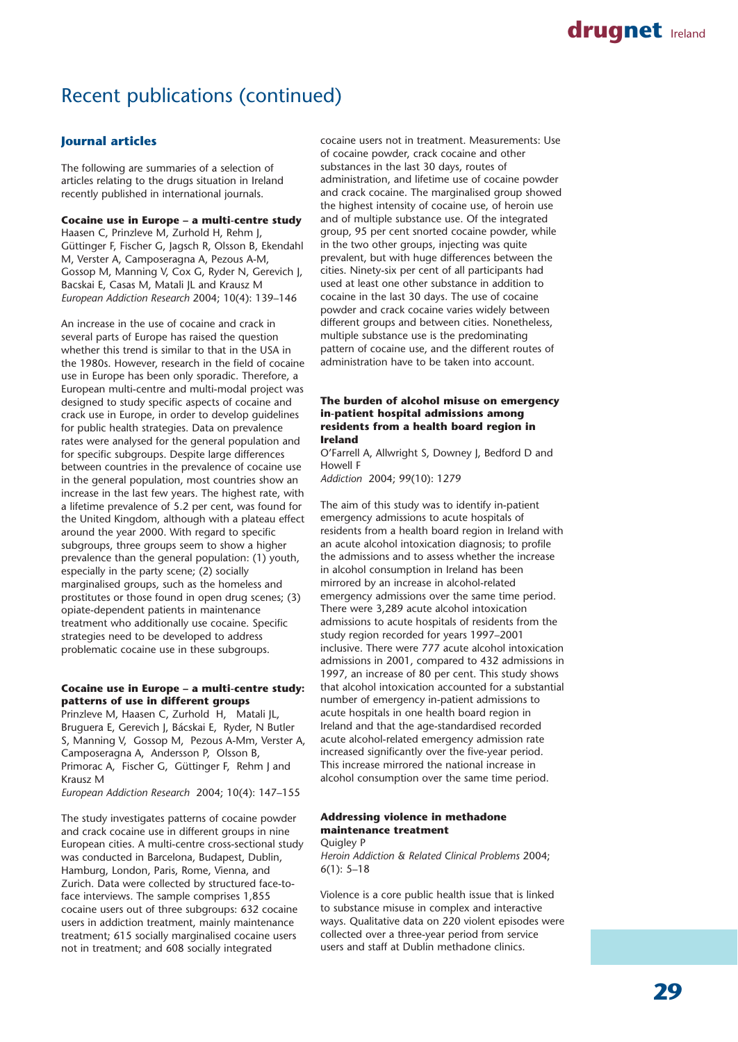# Recent publications (continued)

## Journal articles

The following are summaries of a selection of articles relating to the drugs situation in Ireland recently published in international journals.

**Cocaine use in Europe – a multi-centre study**
Haasen C, Prinzleve M, Zurhold H, Rehm J, Güttinger F, Fischer G, Jagsch R, Olsson B, Ekendahl M, Verster A, Camposeragna A, Pezous A-M, Gossop M, Manning V, Cox G, Ryder N, Gerevich J, Bacskai E, Casas M, Matali JL and Krausz M
*European Addiction Research* 2004; 10(4): 139–146

An increase in the use of cocaine and crack in several parts of Europe has raised the question whether this trend is similar to that in the USA in the 1980s. However, research in the field of cocaine use in Europe has been only sporadic. Therefore, a European multi-centre and multi-modal project was designed to study specific aspects of cocaine and crack use in Europe, in order to develop guidelines for public health strategies. Data on prevalence rates were analysed for the general population and for specific subgroups. Despite large differences between countries in the prevalence of cocaine use in the general population, most countries show an increase in the last few years. The highest rate, with a lifetime prevalence of 5.2 per cent, was found for the United Kingdom, although with a plateau effect around the year 2000. With regard to specific subgroups, three groups seem to show a higher prevalence than the general population: (1) youth, especially in the party scene; (2) socially marginalised groups, such as the homeless and prostitutes or those found in open drug scenes; (3) opiate-dependent patients in maintenance treatment who additionally use cocaine. Specific strategies need to be developed to address problematic cocaine use in these subgroups.

**Cocaine use in Europe – a multi-centre study: patterns of use in different groups**
Prinzleve M, Haasen C, Zurhold H, Matali JL, Bruguera E, Gerevich J, Bácskai E, Ryder, N Butler S, Manning V, Gossop M, Pezous A-Mm, Verster A, Camposeragna A, Andersson P, Olsson B, Primorac A, Fischer G, Güttinger F, Rehm J and Krausz M
*European Addiction Research* 2004; 10(4): 147–155

The study investigates patterns of cocaine powder and crack cocaine use in different groups in nine European cities. A multi-centre cross-sectional study was conducted in Barcelona, Budapest, Dublin, Hamburg, London, Paris, Rome, Vienna, and Zurich. Data were collected by structured face-to-face interviews. The sample comprises 1,855 cocaine users out of three subgroups: 632 cocaine users in addiction treatment, mainly maintenance treatment; 615 socially marginalised cocaine users not in treatment; and 608 socially integrated cocaine users not in treatment. Measurements: Use of cocaine powder, crack cocaine and other substances in the last 30 days, routes of administration, and lifetime use of cocaine powder and crack cocaine. The marginalised group showed the highest intensity of cocaine use, of heroin use and of multiple substance use. Of the integrated group, 95 per cent snorted cocaine powder, while in the two other groups, injecting was quite prevalent, but with huge differences between the cities. Ninety-six per cent of all participants had used at least one other substance in addition to cocaine in the last 30 days. The use of cocaine powder and crack cocaine varies widely between different groups and between cities. Nonetheless, multiple substance use is the predominating pattern of cocaine use, and the different routes of administration have to be taken into account.

**The burden of alcohol misuse on emergency in-patient hospital admissions among residents from a health board region in Ireland**
O'Farrell A, Allwright S, Downey J, Bedford D and Howell F
*Addiction* 2004; 99(10): 1279

The aim of this study was to identify in-patient emergency admissions to acute hospitals of residents from a health board region in Ireland with an acute alcohol intoxication diagnosis; to profile the admissions and to assess whether the increase in alcohol consumption in Ireland has been mirrored by an increase in alcohol-related emergency admissions over the same time period. There were 3,289 acute alcohol intoxication admissions to acute hospitals of residents from the study region recorded for years 1997–2001 inclusive. There were 777 acute alcohol intoxication admissions in 2001, compared to 432 admissions in 1997, an increase of 80 per cent. This study shows that alcohol intoxication accounted for a substantial number of emergency in-patient admissions to acute hospitals in one health board region in Ireland and that the age-standardised recorded acute alcohol-related emergency admission rate increased significantly over the five-year period. This increase mirrored the national increase in alcohol consumption over the same time period.

**Addressing violence in methadone maintenance treatment**
Quigley P
*Heroin Addiction & Related Clinical Problems* 2004; 6(1): 5–18

Violence is a core public health issue that is linked to substance misuse in complex and interactive ways. Qualitative data on 220 violent episodes were collected over a three-year period from service users and staff at Dublin methadone clinics.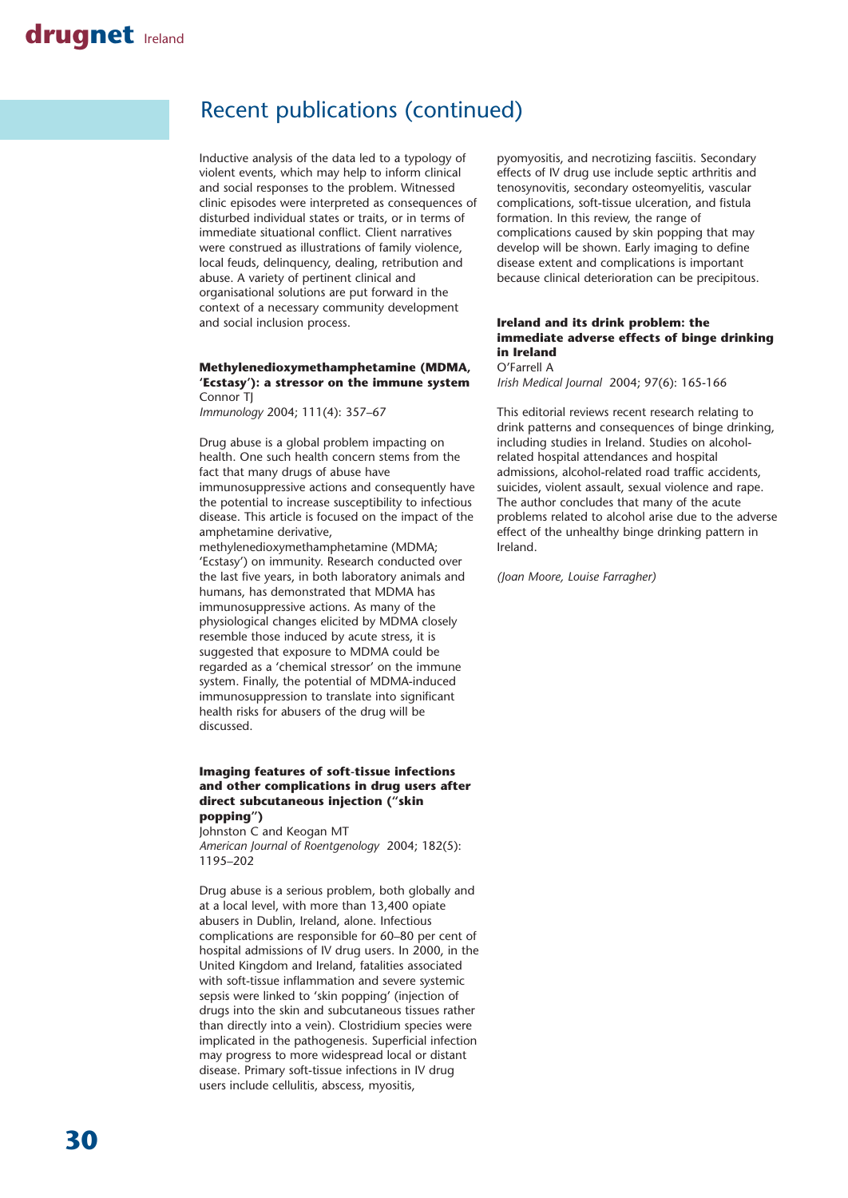## Recent publications (continued)

Inductive analysis of the data led to a typology of violent events, which may help to inform clinical and social responses to the problem. Witnessed clinic episodes were interpreted as consequences of disturbed individual states or traits, or in terms of immediate situational conflict. Client narratives were construed as illustrations of family violence, local feuds, delinquency, dealing, retribution and abuse. A variety of pertinent clinical and organisational solutions are put forward in the context of a necessary community development and social inclusion process.

**Methylenedioxymethamphetamine (MDMA, 'Ecstasy'): a stressor on the immune system**
Connor TJ
*Immunology* 2004; 111(4): 357–67

Drug abuse is a global problem impacting on health. One such health concern stems from the fact that many drugs of abuse have immunosuppressive actions and consequently have the potential to increase susceptibility to infectious disease. This article is focused on the impact of the amphetamine derivative, methylenedioxymethamphetamine (MDMA; 'Ecstasy') on immunity. Research conducted over the last five years, in both laboratory animals and humans, has demonstrated that MDMA has immunosuppressive actions. As many of the physiological changes elicited by MDMA closely resemble those induced by acute stress, it is suggested that exposure to MDMA could be regarded as a 'chemical stressor' on the immune system. Finally, the potential of MDMA-induced immunosuppression to translate into significant health risks for abusers of the drug will be discussed.

**Imaging features of soft-tissue infections and other complications in drug users after direct subcutaneous injection ("skin popping")**
Johnston C and Keogan MT
*American Journal of Roentgenology* 2004; 182(5): 1195–202

Drug abuse is a serious problem, both globally and at a local level, with more than 13,400 opiate abusers in Dublin, Ireland, alone. Infectious complications are responsible for 60–80 per cent of hospital admissions of IV drug users. In 2000, in the United Kingdom and Ireland, fatalities associated with soft-tissue inflammation and severe systemic sepsis were linked to 'skin popping' (injection of drugs into the skin and subcutaneous tissues rather than directly into a vein). Clostridium species were implicated in the pathogenesis. Superficial infection may progress to more widespread local or distant disease. Primary soft-tissue infections in IV drug users include cellulitis, abscess, myositis, pyomyositis, and necrotizing fasciitis. Secondary effects of IV drug use include septic arthritis and tenosynovitis, secondary osteomyelitis, vascular complications, soft-tissue ulceration, and fistula formation. In this review, the range of complications caused by skin popping that may develop will be shown. Early imaging to define disease extent and complications is important because clinical deterioration can be precipitous.

**Ireland and its drink problem: the immediate adverse effects of binge drinking in Ireland**
O'Farrell A
*Irish Medical Journal* 2004; 97(6): 165-166

This editorial reviews recent research relating to drink patterns and consequences of binge drinking, including studies in Ireland. Studies on alcohol-related hospital attendances and hospital admissions, alcohol-related road traffic accidents, suicides, violent assault, sexual violence and rape. The author concludes that many of the acute problems related to alcohol arise due to the adverse effect of the unhealthy binge drinking pattern in Ireland.

*(Joan Moore, Louise Farragher)*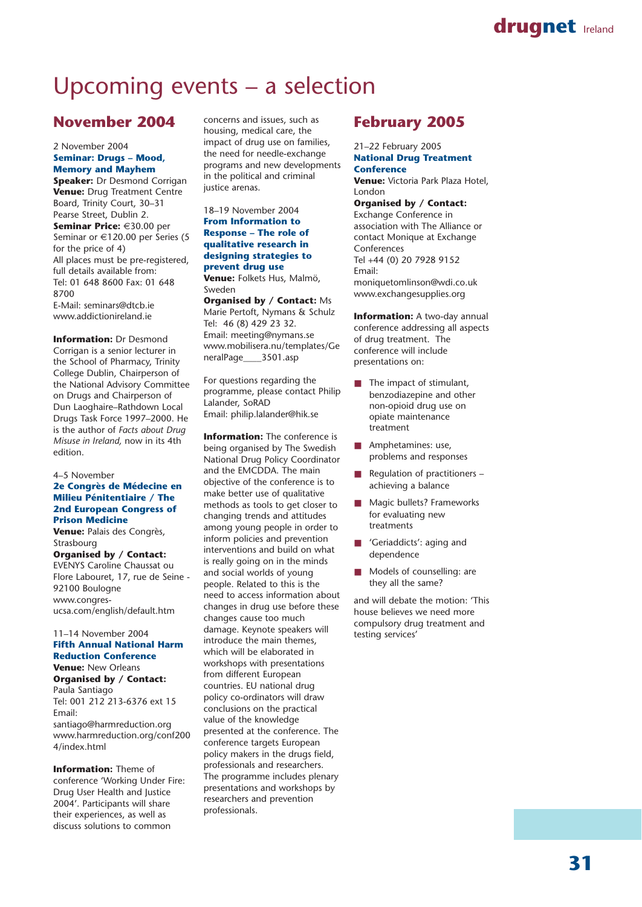# Upcoming events – a selection

## November 2004

2 November 2004
**Seminar: Drugs – Mood, Memory and Mayhem**
**Speaker:** Dr Desmond Corrigan
**Venue:** Drug Treatment Centre Board, Trinity Court, 30–31 Pearse Street, Dublin 2.
**Seminar Price:** €30.00 per Seminar or €120.00 per Series (5 for the price of 4)
All places must be pre-registered, full details available from:
Tel: 01 648 8600 Fax: 01 648 8700
E-Mail: seminars@dtcb.ie
www.addictionireland.ie

**Information:** Dr Desmond Corrigan is a senior lecturer in the School of Pharmacy, Trinity College Dublin, Chairperson of the National Advisory Committee on Drugs and Chairperson of Dun Laoghaire–Rathdown Local Drugs Task Force 1997–2000. He is the author of *Facts about Drug Misuse in Ireland,* now in its 4th edition.

4–5 November
**2e Congrès de Médecine en Milieu Pénitentiaire / The 2nd European Congress of Prison Medicine**
**Venue:** Palais des Congrès, Strasbourg
**Organised by / Contact:** EVENYS Caroline Chaussat ou Flore Labouret, 17, rue de Seine - 92100 Boulogne
www.congres-ucsa.com/english/default.htm

11–14 November 2004
**Fifth Annual National Harm Reduction Conference**
**Venue:** New Orleans
**Organised by / Contact:** Paula Santiago
Tel: 001 212 213-6376 ext 15
Email: santiago@harmreduction.org
www.harmreduction.org/conf2004/index.html

**Information:** Theme of conference 'Working Under Fire: Drug User Health and Justice 2004'. Participants will share their experiences, as well as discuss solutions to common concerns and issues, such as housing, medical care, the impact of drug use on families, the need for needle-exchange programs and new developments in the political and criminal justice arenas.

18–19 November 2004
**From Information to Response – The role of qualitative research in designing strategies to prevent drug use**
**Venue:** Folkets Hus, Malmö, Sweden
**Organised by / Contact:** Ms Marie Pertoft, Nymans & Schulz
Tel: 46 (8) 429 23 32.
Email: meeting@nymans.se
www.mobilisera.nu/templates/GeneralPage____3501.asp

For questions regarding the programme, please contact Philip Lalander, SoRAD
Email: philip.lalander@hik.se

**Information:** The conference is being organised by The Swedish National Drug Policy Coordinator and the EMCDDA. The main objective of the conference is to make better use of qualitative methods as tools to get closer to changing trends and attitudes among young people in order to inform policies and prevention interventions and build on what is really going on in the minds and social worlds of young people. Related to this is the need to access information about changes in drug use before these changes cause too much damage. Keynote speakers will introduce the main themes, which will be elaborated in workshops with presentations from different European countries. EU national drug policy co-ordinators will draw conclusions on the practical value of the knowledge presented at the conference. The conference targets European policy makers in the drugs field, professionals and researchers. The programme includes plenary presentations and workshops by researchers and prevention professionals.

## February 2005

21–22 February 2005
**National Drug Treatment Conference**
**Venue:** Victoria Park Plaza Hotel, London
**Organised by / Contact:** Exchange Conference in association with The Alliance or contact Monique at Exchange Conferences
Tel +44 (0) 20 7928 9152
Email: moniquetomlinson@wdi.co.uk
www.exchangesupplies.org

**Information:** A two-day annual conference addressing all aspects of drug treatment. The conference will include presentations on:

- The impact of stimulant, benzodiazepine and other non-opioid drug use on opiate maintenance treatment
- Amphetamines: use, problems and responses
- Regulation of practitioners – achieving a balance
- Magic bullets? Frameworks for evaluating new treatments
- 'Geriaddicts': aging and dependence
- Models of counselling: are they all the same?

and will debate the motion: 'This house believes we need more compulsory drug treatment and testing services'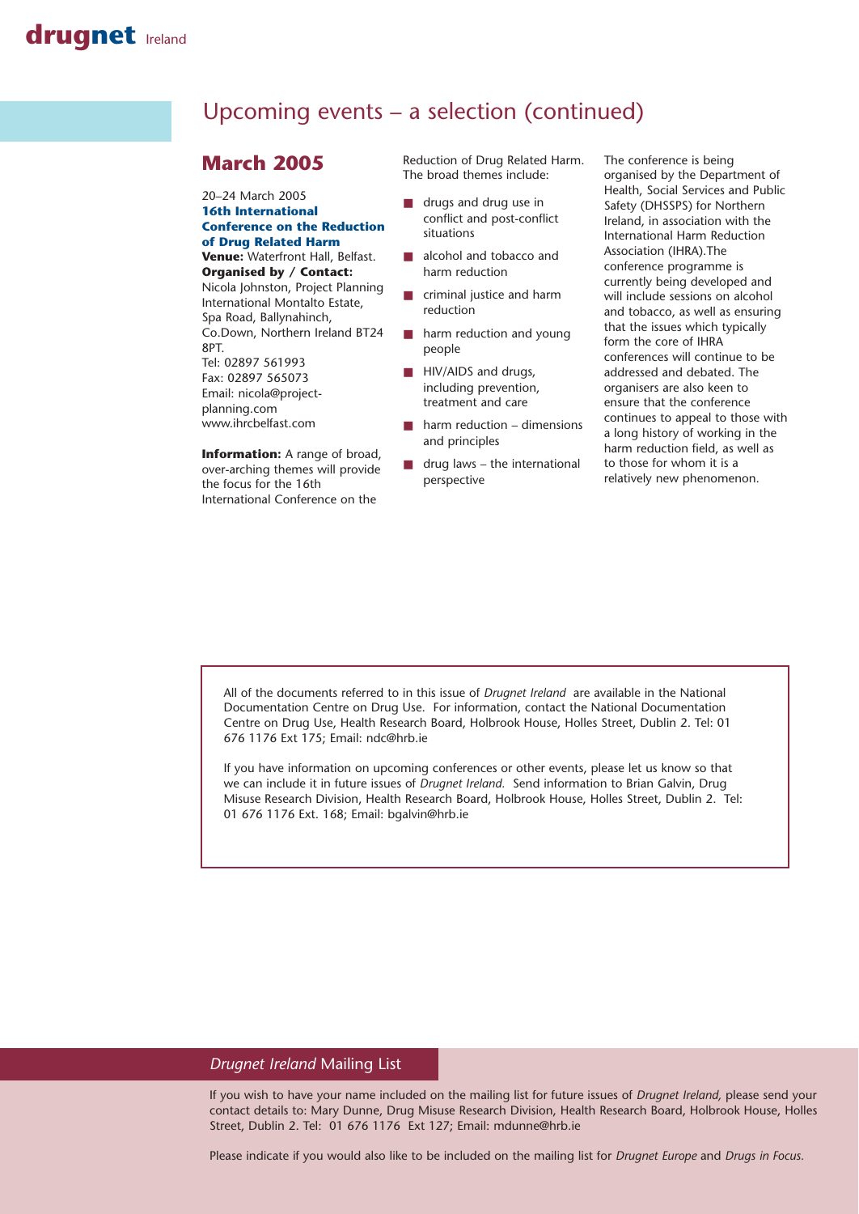## Upcoming events – a selection (continued)

### March 2005

20–24 March 2005
**16th International Conference on the Reduction of Drug Related Harm**
**Venue:** Waterfront Hall, Belfast.
**Organised by / Contact:** Nicola Johnston, Project Planning International Montalto Estate, Spa Road, Ballynahinch, Co.Down, Northern Ireland BT24 8PT.
Tel: 02897 561993
Fax: 02897 565073
Email: nicola@project-planning.com
www.ihrcbelfast.com

**Information:** A range of broad, over-arching themes will provide the focus for the 16th International Conference on the Reduction of Drug Related Harm. The broad themes include:

- drugs and drug use in conflict and post-conflict situations
- alcohol and tobacco and harm reduction
- criminal justice and harm reduction
- harm reduction and young people
- HIV/AIDS and drugs, including prevention, treatment and care
- harm reduction – dimensions and principles
- drug laws – the international perspective

The conference is being organised by the Department of Health, Social Services and Public Safety (DHSSPS) for Northern Ireland, in association with the International Harm Reduction Association (IHRA).The conference programme is currently being developed and will include sessions on alcohol and tobacco, as well as ensuring that the issues which typically form the core of IHRA conferences will continue to be addressed and debated. The organisers are also keen to ensure that the conference continues to appeal to those with a long history of working in the harm reduction field, as well as to those for whom it is a relatively new phenomenon.

All of the documents referred to in this issue of *Drugnet Ireland* are available in the National Documentation Centre on Drug Use. For information, contact the National Documentation Centre on Drug Use, Health Research Board, Holbrook House, Holles Street, Dublin 2. Tel: 01 676 1176 Ext 175; Email: ndc@hrb.ie

If you have information on upcoming conferences or other events, please let us know so that we can include it in future issues of *Drugnet Ireland.* Send information to Brian Galvin, Drug Misuse Research Division, Health Research Board, Holbrook House, Holles Street, Dublin 2. Tel: 01 676 1176 Ext. 168; Email: bgalvin@hrb.ie

### *Drugnet Ireland* Mailing List

If you wish to have your name included on the mailing list for future issues of *Drugnet Ireland,* please send your contact details to: Mary Dunne, Drug Misuse Research Division, Health Research Board, Holbrook House, Holles Street, Dublin 2. Tel: 01 676 1176 Ext 127; Email: mdunne@hrb.ie

Please indicate if you would also like to be included on the mailing list for *Drugnet Europe* and *Drugs in Focus.*